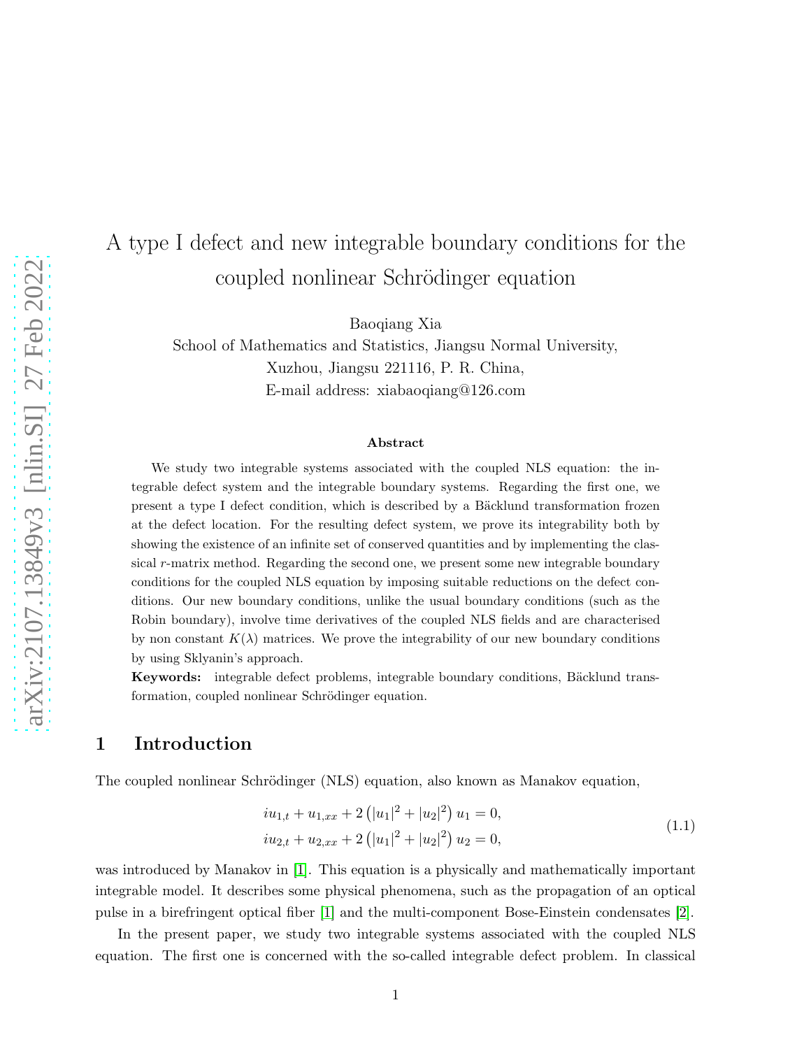# A type I defect and new integrable boundary conditions for the coupled nonlinear Schrödinger equation

Baoqiang Xia
School of Mathematics and Statistics, Jiangsu Normal University,
Xuzhou, Jiangsu 221116, P. R. China,
E-mail address: xiabaoqiang@126.com

### Abstract

We study two integrable systems associated with the coupled NLS equation: the integrable defect system and the integrable boundary systems. Regarding the first one, we present a type I defect condition, which is described by a Bäcklund transformation frozen at the defect location. For the resulting defect system, we prove its integrability both by showing the existence of an infinite set of conserved quantities and by implementing the classical $r$-matrix method. Regarding the second one, we present some new integrable boundary conditions for the coupled NLS equation by imposing suitable reductions on the defect conditions. Our new boundary conditions, unlike the usual boundary conditions (such as the Robin boundary), involve time derivatives of the coupled NLS fields and are characterised by non constant $K(\lambda)$ matrices. We prove the integrability of our new boundary conditions by using Sklyanin's approach.

**Keywords:** integrable defect problems, integrable boundary conditions, Bäcklund transformation, coupled nonlinear Schrödinger equation.

## 1 Introduction

The coupled nonlinear Schrödinger (NLS) equation, also known as Manakov equation,

$$
\begin{aligned}
&iu_{1,t} + u_{1,xx} + 2\left(|u_1|^2 + |u_2|^2\right)u_1 = 0, \\
&iu_{2,t} + u_{2,xx} + 2\left(|u_1|^2 + |u_2|^2\right)u_2 = 0,
\end{aligned}
\tag{1.1}
$$

was introduced by Manakov in [1]. This equation is a physically and mathematically important integrable model. It describes some physical phenomena, such as the propagation of an optical pulse in a birefringent optical fiber [1] and the multi-component Bose-Einstein condensates [2].

In the present paper, we study two integrable systems associated with the coupled NLS equation. The first one is concerned with the so-called integrable defect problem. In classical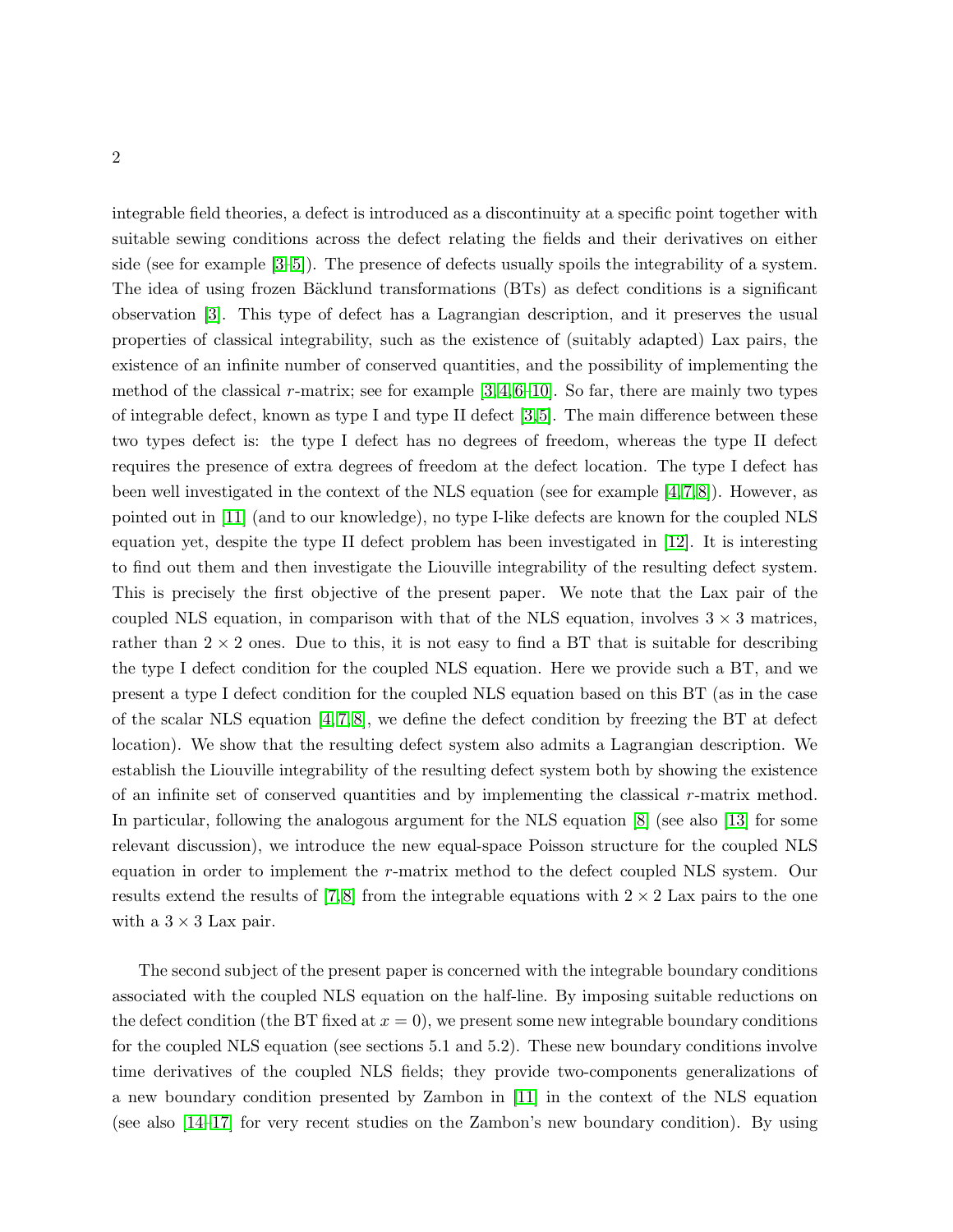integrable field theories, a defect is introduced as a discontinuity at a specific point together with suitable sewing conditions across the defect relating the fields and their derivatives on either side (see for example [3–5]). The presence of defects usually spoils the integrability of a system. The idea of using frozen Bäcklund transformations (BTs) as defect conditions is a significant observation [3]. This type of defect has a Lagrangian description, and it preserves the usual properties of classical integrability, such as the existence of (suitably adapted) Lax pairs, the existence of an infinite number of conserved quantities, and the possibility of implementing the method of the classical $r$-matrix; see for example [3,4,6–10]. So far, there are mainly two types of integrable defect, known as type I and type II defect [3,5]. The main difference between these two types defect is: the type I defect has no degrees of freedom, whereas the type II defect requires the presence of extra degrees of freedom at the defect location. The type I defect has been well investigated in the context of the NLS equation (see for example [4,7,8]). However, as pointed out in [11] (and to our knowledge), no type I-like defects are known for the coupled NLS equation yet, despite the type II defect problem has been investigated in [12]. It is interesting to find out them and then investigate the Liouville integrability of the resulting defect system. This is precisely the first objective of the present paper. We note that the Lax pair of the coupled NLS equation, in comparison with that of the NLS equation, involves $3 \times 3$ matrices, rather than $2 \times 2$ ones. Due to this, it is not easy to find a BT that is suitable for describing the type I defect condition for the coupled NLS equation. Here we provide such a BT, and we present a type I defect condition for the coupled NLS equation based on this BT (as in the case of the scalar NLS equation [4,7,8], we define the defect condition by freezing the BT at defect location). We show that the resulting defect system also admits a Lagrangian description. We establish the Liouville integrability of the resulting defect system both by showing the existence of an infinite set of conserved quantities and by implementing the classical $r$-matrix method. In particular, following the analogous argument for the NLS equation [8] (see also [13] for some relevant discussion), we introduce the new equal-space Poisson structure for the coupled NLS equation in order to implement the $r$-matrix method to the defect coupled NLS system. Our results extend the results of [7,8] from the integrable equations with $2 \times 2$ Lax pairs to the one with a $3 \times 3$ Lax pair.

The second subject of the present paper is concerned with the integrable boundary conditions associated with the coupled NLS equation on the half-line. By imposing suitable reductions on the defect condition (the BT fixed at $x = 0$), we present some new integrable boundary conditions for the coupled NLS equation (see sections 5.1 and 5.2). These new boundary conditions involve time derivatives of the coupled NLS fields; they provide two-components generalizations of a new boundary condition presented by Zambon in [11] in the context of the NLS equation (see also [14–17] for very recent studies on the Zambon's new boundary condition). By using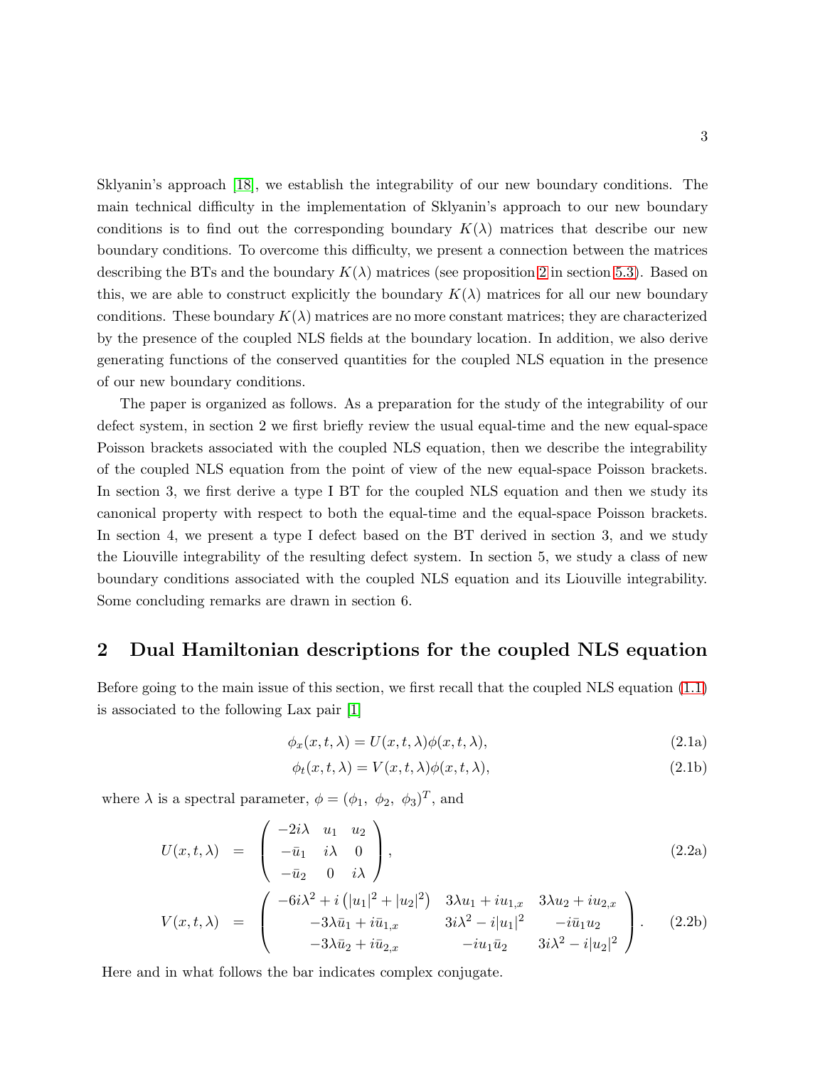Sklyanin's approach [18], we establish the integrability of our new boundary conditions. The main technical difficulty in the implementation of Sklyanin's approach to our new boundary conditions is to find out the corresponding boundary $K(\lambda)$ matrices that describe our new boundary conditions. To overcome this difficulty, we present a connection between the matrices describing the BTs and the boundary $K(\lambda)$ matrices (see proposition 2 in section 5.3). Based on this, we are able to construct explicitly the boundary $K(\lambda)$ matrices for all our new boundary conditions. These boundary $K(\lambda)$ matrices are no more constant matrices; they are characterized by the presence of the coupled NLS fields at the boundary location. In addition, we also derive generating functions of the conserved quantities for the coupled NLS equation in the presence of our new boundary conditions.

The paper is organized as follows. As a preparation for the study of the integrability of our defect system, in section 2 we first briefly review the usual equal-time and the new equal-space Poisson brackets associated with the coupled NLS equation, then we describe the integrability of the coupled NLS equation from the point of view of the new equal-space Poisson brackets. In section 3, we first derive a type I BT for the coupled NLS equation and then we study its canonical property with respect to both the equal-time and the equal-space Poisson brackets. In section 4, we present a type I defect based on the BT derived in section 3, and we study the Liouville integrability of the resulting defect system. In section 5, we study a class of new boundary conditions associated with the coupled NLS equation and its Liouville integrability. Some concluding remarks are drawn in section 6.

## 2 Dual Hamiltonian descriptions for the coupled NLS equation

Before going to the main issue of this section, we first recall that the coupled NLS equation (1.1) is associated to the following Lax pair [1]

$$\phi_x(x,t,\lambda) = U(x,t,\lambda)\phi(x,t,\lambda), \tag{2.1a}$$

$$\phi_t(x,t,\lambda) = V(x,t,\lambda)\phi(x,t,\lambda), \tag{2.1b}$$

where $\lambda$ is a spectral parameter, $\phi = (\phi_1,\ \phi_2,\ \phi_3)^T$, and

$$U(x,t,\lambda) = \begin{pmatrix} -2i\lambda & u_1 & u_2 \\ -\bar{u}_1 & i\lambda & 0 \\ -\bar{u}_2 & 0 & i\lambda \end{pmatrix}, \tag{2.2a}$$

$$V(x,t,\lambda) = \begin{pmatrix} -6i\lambda^2 + i\left(|u_1|^2 + |u_2|^2\right) & 3\lambda u_1 + iu_{1,x} & 3\lambda u_2 + iu_{2,x} \\ -3\lambda\bar{u}_1 + i\bar{u}_{1,x} & 3i\lambda^2 - i|u_1|^2 & -i\bar{u}_1 u_2 \\ -3\lambda\bar{u}_2 + i\bar{u}_{2,x} & -iu_1\bar{u}_2 & 3i\lambda^2 - i|u_2|^2 \end{pmatrix}. \tag{2.2b}$$

Here and in what follows the bar indicates complex conjugate.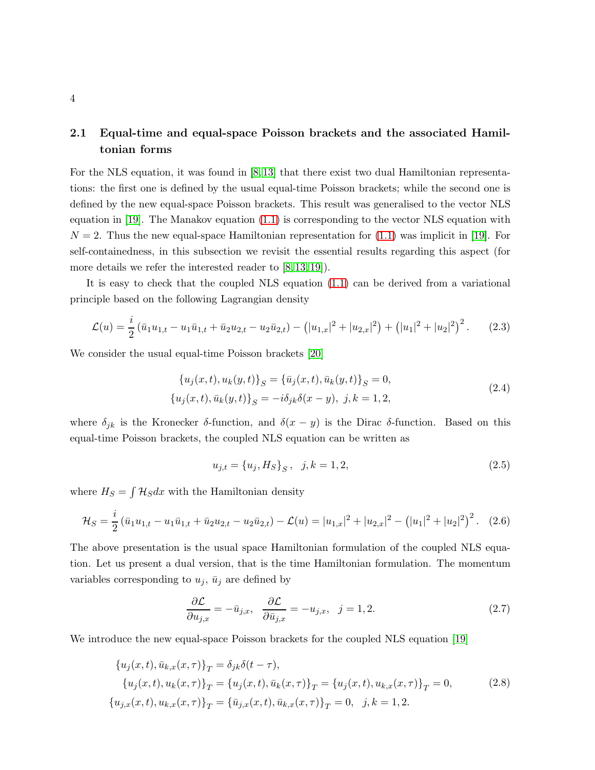### 2.1 Equal-time and equal-space Poisson brackets and the associated Hamiltonian forms

For the NLS equation, it was found in [8,13] that there exist two dual Hamiltonian representations: the first one is defined by the usual equal-time Poisson brackets; while the second one is defined by the new equal-space Poisson brackets. This result was generalised to the vector NLS equation in [19]. The Manakov equation (1.1) is corresponding to the vector NLS equation with $N = 2$. Thus the new equal-space Hamiltonian representation for (1.1) was implicit in [19]. For self-containedness, in this subsection we revisit the essential results regarding this aspect (for more details we refer the interested reader to [8,13,19]).

It is easy to check that the coupled NLS equation (1.1) can be derived from a variational principle based on the following Lagrangian density

$$\mathcal{L}(u) = \frac{i}{2}\left(\bar{u}_1 u_{1,t} - u_1\bar{u}_{1,t} + \bar{u}_2 u_{2,t} - u_2\bar{u}_{2,t}\right) - \left(|u_{1,x}|^2 + |u_{2,x}|^2\right) + \left(|u_1|^2 + |u_2|^2\right)^2. \tag{2.3}$$

We consider the usual equal-time Poisson brackets [20]

$$\begin{aligned}
\{u_j(x,t), u_k(y,t)\}_S = \{\bar{u}_j(x,t), \bar{u}_k(y,t)\}_S = 0,\\
\{u_j(x,t), \bar{u}_k(y,t)\}_S = -i\delta_{jk}\delta(x-y),\ \ j,k = 1,2,
\end{aligned} \tag{2.4}$$

where $\delta_{jk}$ is the Kronecker $\delta$-function, and $\delta(x-y)$ is the Dirac $\delta$-function. Based on this equal-time Poisson brackets, the coupled NLS equation can be written as

$$u_{j,t} = \{u_j, H_S\}_S, \quad j,k = 1,2, \tag{2.5}$$

where $H_S = \int \mathcal{H}_S dx$ with the Hamiltonian density

$$\mathcal{H}_S = \frac{i}{2}\left(\bar{u}_1 u_{1,t} - u_1\bar{u}_{1,t} + \bar{u}_2 u_{2,t} - u_2\bar{u}_{2,t}\right) - \mathcal{L}(u) = |u_{1,x}|^2 + |u_{2,x}|^2 - \left(|u_1|^2 + |u_2|^2\right)^2. \tag{2.6}$$

The above presentation is the usual space Hamiltonian formulation of the coupled NLS equation. Let us present a dual version, that is the time Hamiltonian formulation. The momentum variables corresponding to $u_j$, $\bar{u}_j$ are defined by

$$\frac{\partial \mathcal{L}}{\partial u_{j,x}} = -\bar{u}_{j,x}, \quad \frac{\partial \mathcal{L}}{\partial \bar{u}_{j,x}} = -u_{j,x}, \quad j = 1,2. \tag{2.7}$$

We introduce the new equal-space Poisson brackets for the coupled NLS equation [19]

$$\begin{aligned}
\{u_j(x,t), \bar{u}_{k,x}(x,\tau)\}_T = \delta_{jk}\delta(t-\tau),\\
\{u_j(x,t), u_k(x,\tau)\}_T = \{u_j(x,t), \bar{u}_k(x,\tau)\}_T = \{u_j(x,t), u_{k,x}(x,\tau)\}_T = 0,\\
\{u_{j,x}(x,t), u_{k,x}(x,\tau)\}_T = \{\bar{u}_{j,x}(x,t), \bar{u}_{k,x}(x,\tau)\}_T = 0, \quad j,k = 1,2.
\end{aligned} \tag{2.8}$$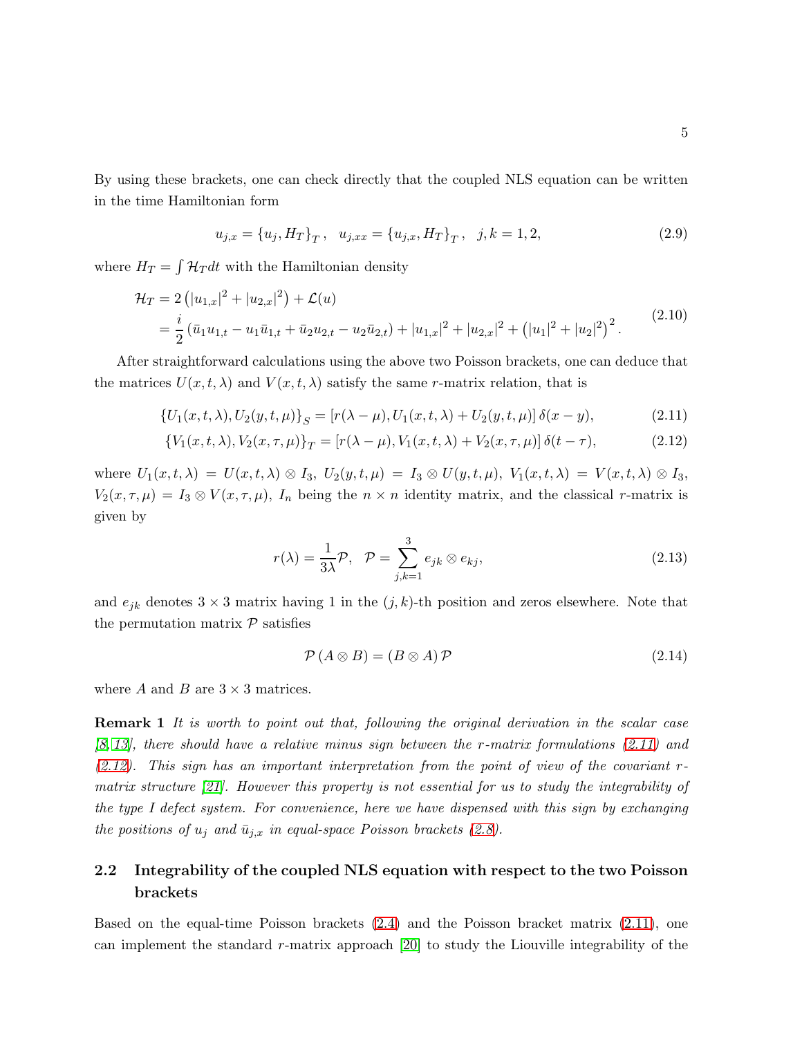By using these brackets, one can check directly that the coupled NLS equation can be written in the time Hamiltonian form

$$u_{j,x} = \{u_j, H_T\}_T\,, \quad u_{j,xx} = \{u_{j,x}, H_T\}_T\,, \quad j,k = 1,2, \tag{2.9}$$

where $H_T = \int \mathcal{H}_T dt$ with the Hamiltonian density

$$\begin{aligned}\mathcal{H}_T &= 2\left(|u_{1,x}|^2 + |u_{2,x}|^2\right) + \mathcal{L}(u) \\ &= \frac{i}{2}\left(\bar{u}_1 u_{1,t} - u_1 \bar{u}_{1,t} + \bar{u}_2 u_{2,t} - u_2 \bar{u}_{2,t}\right) + |u_{1,x}|^2 + |u_{2,x}|^2 + \left(|u_1|^2 + |u_2|^2\right)^2.\end{aligned} \tag{2.10}$$

After straightforward calculations using the above two Poisson brackets, one can deduce that the matrices $U(x,t,\lambda)$ and $V(x,t,\lambda)$ satisfy the same $r$-matrix relation, that is

$$\{U_1(x,t,\lambda), U_2(y,t,\mu)\}_S = [r(\lambda-\mu), U_1(x,t,\lambda) + U_2(y,t,\mu)]\,\delta(x-y), \tag{2.11}$$

$$\{V_1(x,t,\lambda), V_2(x,\tau,\mu)\}_T = [r(\lambda-\mu), V_1(x,t,\lambda) + V_2(x,\tau,\mu)]\,\delta(t-\tau), \tag{2.12}$$

where $U_1(x,t,\lambda) = U(x,t,\lambda)\otimes I_3$, $U_2(y,t,\mu) = I_3 \otimes U(y,t,\mu)$, $V_1(x,t,\lambda) = V(x,t,\lambda)\otimes I_3$, $V_2(x,\tau,\mu) = I_3 \otimes V(x,\tau,\mu)$, $I_n$ being the $n\times n$ identity matrix, and the classical $r$-matrix is given by

$$r(\lambda) = \frac{1}{3\lambda}\mathcal{P}, \quad \mathcal{P} = \sum_{j,k=1}^{3} e_{jk}\otimes e_{kj}, \tag{2.13}$$

and $e_{jk}$ denotes $3\times 3$ matrix having 1 in the $(j,k)$-th position and zeros elsewhere. Note that the permutation matrix $\mathcal{P}$ satisfies

$$\mathcal{P}\,(A\otimes B) = (B\otimes A)\,\mathcal{P} \tag{2.14}$$

where $A$ and $B$ are $3\times 3$ matrices.

**Remark 1** *It is worth to point out that, following the original derivation in the scalar case [8, 13], there should have a relative minus sign between the $r$-matrix formulations (2.11) and (2.12). This sign has an important interpretation from the point of view of the covariant $r$-matrix structure [21]. However this property is not essential for us to study the integrability of the type I defect system. For convenience, here we have dispensed with this sign by exchanging the positions of $u_j$ and $\bar{u}_{j,x}$ in equal-space Poisson brackets (2.8).*

## 2.2 Integrability of the coupled NLS equation with respect to the two Poisson brackets

Based on the equal-time Poisson brackets (2.4) and the Poisson bracket matrix (2.11), one can implement the standard $r$-matrix approach [20] to study the Liouville integrability of the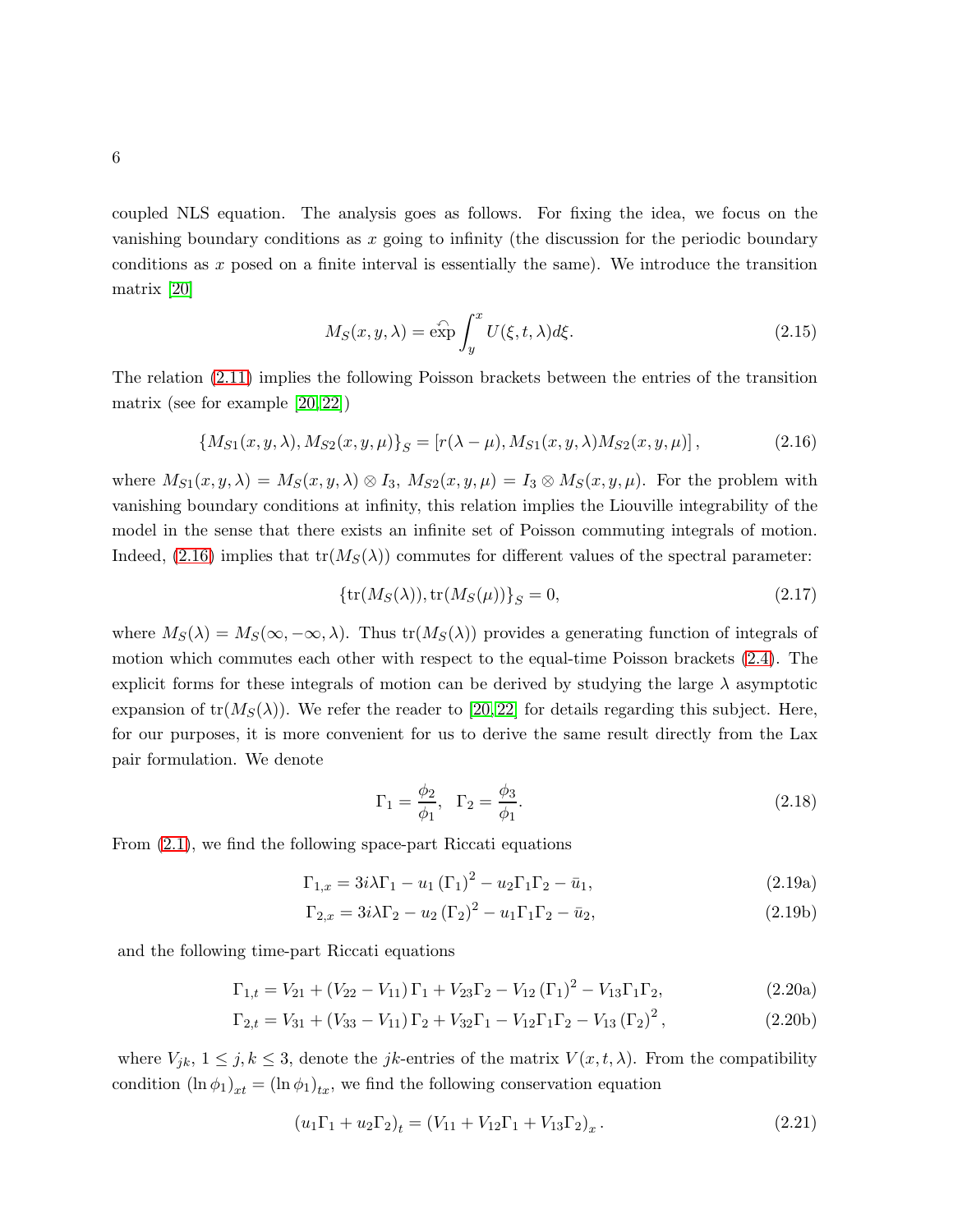coupled NLS equation. The analysis goes as follows. For fixing the idea, we focus on the vanishing boundary conditions as $x$ going to infinity (the discussion for the periodic boundary conditions as $x$ posed on a finite interval is essentially the same). We introduce the transition matrix [20]

$$
M_S(x,y,\lambda) = \overset{\curvearrowleft}{\exp} \int_y^x U(\xi,t,\lambda)d\xi. \tag{2.15}
$$

The relation (2.11) implies the following Poisson brackets between the entries of the transition matrix (see for example [20,22])

$$
\{M_{S1}(x,y,\lambda), M_{S2}(x,y,\mu)\}_S = \left[r(\lambda-\mu), M_{S1}(x,y,\lambda)M_{S2}(x,y,\mu)\right], \tag{2.16}
$$

where $M_{S1}(x,y,\lambda) = M_S(x,y,\lambda)\otimes I_3$, $M_{S2}(x,y,\mu) = I_3 \otimes M_S(x,y,\mu)$. For the problem with vanishing boundary conditions at infinity, this relation implies the Liouville integrability of the model in the sense that there exists an infinite set of Poisson commuting integrals of motion. Indeed, (2.16) implies that $\mathrm{tr}(M_S(\lambda))$ commutes for different values of the spectral parameter:

$$
\{\mathrm{tr}(M_S(\lambda)), \mathrm{tr}(M_S(\mu))\}_S = 0, \tag{2.17}
$$

where $M_S(\lambda) = M_S(\infty,-\infty,\lambda)$. Thus $\mathrm{tr}(M_S(\lambda))$ provides a generating function of integrals of motion which commutes each other with respect to the equal-time Poisson brackets (2.4). The explicit forms for these integrals of motion can be derived by studying the large $\lambda$ asymptotic expansion of $\mathrm{tr}(M_S(\lambda))$. We refer the reader to [20,22] for details regarding this subject. Here, for our purposes, it is more convenient for us to derive the same result directly from the Lax pair formulation. We denote

$$
\Gamma_1 = \frac{\phi_2}{\phi_1}, \quad \Gamma_2 = \frac{\phi_3}{\phi_1}. \tag{2.18}
$$

From (2.1), we find the following space-part Riccati equations

$$
\Gamma_{1,x} = 3i\lambda\Gamma_1 - u_1\left(\Gamma_1\right)^2 - u_2\Gamma_1\Gamma_2 - \bar{u}_1, \tag{2.19a}
$$

$$
\Gamma_{2,x} = 3i\lambda\Gamma_2 - u_2\left(\Gamma_2\right)^2 - u_1\Gamma_1\Gamma_2 - \bar{u}_2, \tag{2.19b}
$$

and the following time-part Riccati equations

$$
\Gamma_{1,t} = V_{21} + \left(V_{22}-V_{11}\right)\Gamma_1 + V_{23}\Gamma_2 - V_{12}\left(\Gamma_1\right)^2 - V_{13}\Gamma_1\Gamma_2, \tag{2.20a}
$$

$$
\Gamma_{2,t} = V_{31} + \left(V_{33}-V_{11}\right)\Gamma_2 + V_{32}\Gamma_1 - V_{12}\Gamma_1\Gamma_2 - V_{13}\left(\Gamma_2\right)^2, \tag{2.20b}
$$

where $V_{jk}$, $1\le j,k\le 3$, denote the $jk$-entries of the matrix $V(x,t,\lambda)$. From the compatibility condition $(\ln\phi_1)_{xt} = (\ln\phi_1)_{tx}$, we find the following conservation equation

$$
\left(u_1\Gamma_1 + u_2\Gamma_2\right)_t = \left(V_{11} + V_{12}\Gamma_1 + V_{13}\Gamma_2\right)_x. \tag{2.21}
$$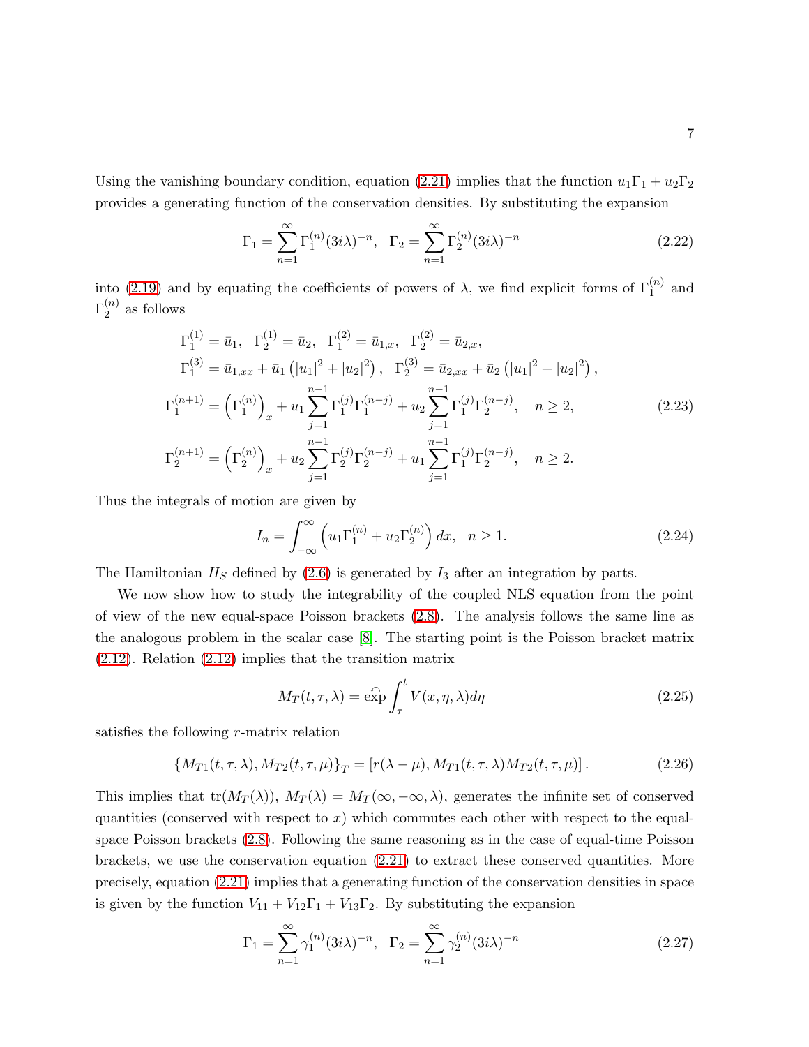Using the vanishing boundary condition, equation (2.21) implies that the function $u_1\Gamma_1 + u_2\Gamma_2$ provides a generating function of the conservation densities. By substituting the expansion

$$\Gamma_1 = \sum_{n=1}^{\infty} \Gamma_1^{(n)} (3i\lambda)^{-n}, \quad \Gamma_2 = \sum_{n=1}^{\infty} \Gamma_2^{(n)} (3i\lambda)^{-n} \tag{2.22}$$

into (2.19) and by equating the coefficients of powers of $\lambda$, we find explicit forms of $\Gamma_1^{(n)}$ and $\Gamma_2^{(n)}$ as follows

$$\begin{aligned}
&\Gamma_1^{(1)} = \bar{u}_1, \quad \Gamma_2^{(1)} = \bar{u}_2, \quad \Gamma_1^{(2)} = \bar{u}_{1,x}, \quad \Gamma_2^{(2)} = \bar{u}_{2,x}, \\
&\Gamma_1^{(3)} = \bar{u}_{1,xx} + \bar{u}_1 \left( |u_1|^2 + |u_2|^2 \right), \quad \Gamma_2^{(3)} = \bar{u}_{2,xx} + \bar{u}_2 \left( |u_1|^2 + |u_2|^2 \right), \\
&\Gamma_1^{(n+1)} = \left( \Gamma_1^{(n)} \right)_x + u_1 \sum_{j=1}^{n-1} \Gamma_1^{(j)} \Gamma_1^{(n-j)} + u_2 \sum_{j=1}^{n-1} \Gamma_1^{(j)} \Gamma_2^{(n-j)}, \quad n \geq 2, \\
&\Gamma_2^{(n+1)} = \left( \Gamma_2^{(n)} \right)_x + u_2 \sum_{j=1}^{n-1} \Gamma_2^{(j)} \Gamma_2^{(n-j)} + u_1 \sum_{j=1}^{n-1} \Gamma_1^{(j)} \Gamma_2^{(n-j)}, \quad n \geq 2.
\end{aligned} \tag{2.23}$$

Thus the integrals of motion are given by

$$I_n = \int_{-\infty}^{\infty} \left( u_1 \Gamma_1^{(n)} + u_2 \Gamma_2^{(n)} \right) dx, \quad n \geq 1. \tag{2.24}$$

The Hamiltonian $H_S$ defined by (2.6) is generated by $I_3$ after an integration by parts.

We now show how to study the integrability of the coupled NLS equation from the point of view of the new equal-space Poisson brackets (2.8). The analysis follows the same line as the analogous problem in the scalar case [8]. The starting point is the Poisson bracket matrix (2.12). Relation (2.12) implies that the transition matrix

$$M_T(t, \tau, \lambda) = \overset{\curvearrowleft}{\exp} \int_{\tau}^{t} V(x, \eta, \lambda) d\eta \tag{2.25}$$

satisfies the following $r$-matrix relation

$$\{M_{T1}(t, \tau, \lambda), M_{T2}(t, \tau, \mu)\}_T = \left[ r(\lambda - \mu), M_{T1}(t, \tau, \lambda) M_{T2}(t, \tau, \mu) \right]. \tag{2.26}$$

This implies that $\text{tr}(M_T(\lambda))$, $M_T(\lambda) = M_T(\infty, -\infty, \lambda)$, generates the infinite set of conserved quantities (conserved with respect to $x$) which commutes each other with respect to the equal-space Poisson brackets (2.8). Following the same reasoning as in the case of equal-time Poisson brackets, we use the conservation equation (2.21) to extract these conserved quantities. More precisely, equation (2.21) implies that a generating function of the conservation densities in space is given by the function $V_{11} + V_{12}\Gamma_1 + V_{13}\Gamma_2$. By substituting the expansion

$$\Gamma_1 = \sum_{n=1}^{\infty} \gamma_1^{(n)} (3i\lambda)^{-n}, \quad \Gamma_2 = \sum_{n=1}^{\infty} \gamma_2^{(n)} (3i\lambda)^{-n} \tag{2.27}$$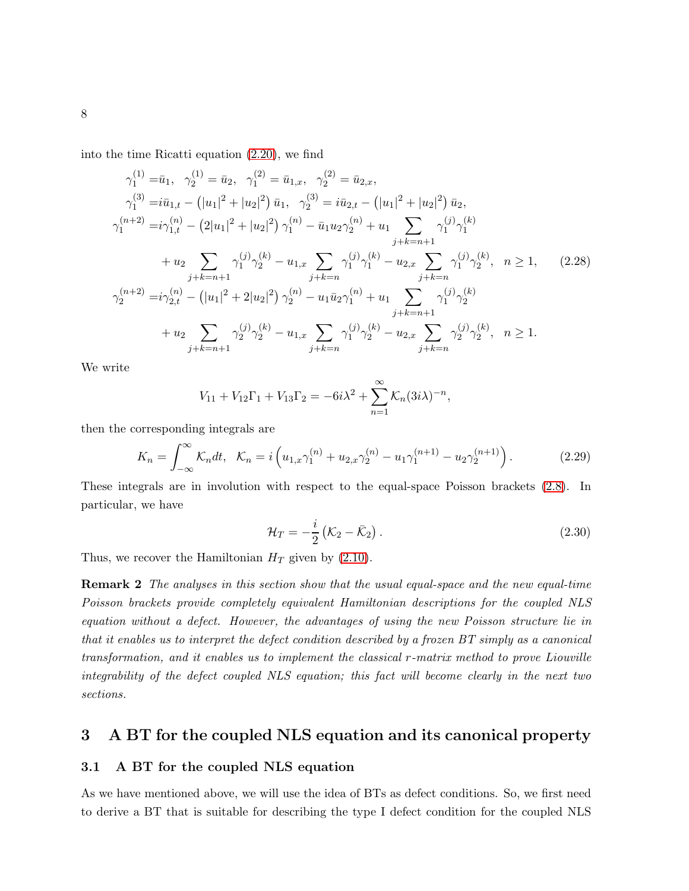into the time Ricatti equation (2.20), we find

$$
\begin{aligned}
\gamma_1^{(1)} =&\bar{u}_1, \;\; \gamma_2^{(1)} = \bar{u}_2, \;\; \gamma_1^{(2)} = \bar{u}_{1,x}, \;\; \gamma_2^{(2)} = \bar{u}_{2,x}, \\
\gamma_1^{(3)} =& i\bar{u}_{1,t} - \left(|u_1|^2 + |u_2|^2\right)\bar{u}_1, \;\; \gamma_2^{(3)} = i\bar{u}_{2,t} - \left(|u_1|^2 + |u_2|^2\right)\bar{u}_2, \\
\gamma_1^{(n+2)} =& i\gamma_{1,t}^{(n)} - \left(2|u_1|^2 + |u_2|^2\right)\gamma_1^{(n)} - \bar{u}_1 u_2 \gamma_2^{(n)} + u_1 \sum_{j+k=n+1} \gamma_1^{(j)}\gamma_1^{(k)} \\
&+ u_2 \sum_{j+k=n+1} \gamma_1^{(j)}\gamma_2^{(k)} - u_{1,x} \sum_{j+k=n} \gamma_1^{(j)}\gamma_1^{(k)} - u_{2,x} \sum_{j+k=n} \gamma_1^{(j)}\gamma_2^{(k)}, \;\; n \geq 1, \\
\gamma_2^{(n+2)} =& i\gamma_{2,t}^{(n)} - \left(|u_1|^2 + 2|u_2|^2\right)\gamma_2^{(n)} - u_1 \bar{u}_2 \gamma_1^{(n)} + u_1 \sum_{j+k=n+1} \gamma_1^{(j)}\gamma_2^{(k)} \\
&+ u_2 \sum_{j+k=n+1} \gamma_2^{(j)}\gamma_2^{(k)} - u_{1,x} \sum_{j+k=n} \gamma_1^{(j)}\gamma_2^{(k)} - u_{2,x} \sum_{j+k=n} \gamma_2^{(j)}\gamma_2^{(k)}, \;\; n \geq 1.
\end{aligned}
\tag{2.28}
$$

We write

$$
V_{11} + V_{12}\Gamma_1 + V_{13}\Gamma_2 = -6i\lambda^2 + \sum_{n=1}^{\infty} \mathcal{K}_n (3i\lambda)^{-n},
$$

then the corresponding integrals are

$$
K_n = \int_{-\infty}^{\infty} \mathcal{K}_n dt, \;\; \mathcal{K}_n = i\left(u_{1,x}\gamma_1^{(n)} + u_{2,x}\gamma_2^{(n)} - u_1\gamma_1^{(n+1)} - u_2\gamma_2^{(n+1)}\right). \tag{2.29}
$$

These integrals are in involution with respect to the equal-space Poisson brackets (2.8). In particular, we have

$$
\mathcal{H}_T = -\frac{i}{2}\left(\mathcal{K}_2 - \bar{\mathcal{K}}_2\right). \tag{2.30}
$$

Thus, we recover the Hamiltonian $H_T$ given by (2.10).

**Remark 2** *The analyses in this section show that the usual equal-space and the new equal-time Poisson brackets provide completely equivalent Hamiltonian descriptions for the coupled NLS equation without a defect. However, the advantages of using the new Poisson structure lie in that it enables us to interpret the defect condition described by a frozen BT simply as a canonical transformation, and it enables us to implement the classical $r$-matrix method to prove Liouville integrability of the defect coupled NLS equation; this fact will become clearly in the next two sections.*

# 3 A BT for the coupled NLS equation and its canonical property

## 3.1 A BT for the coupled NLS equation

As we have mentioned above, we will use the idea of BTs as defect conditions. So, we first need to derive a BT that is suitable for describing the type I defect condition for the coupled NLS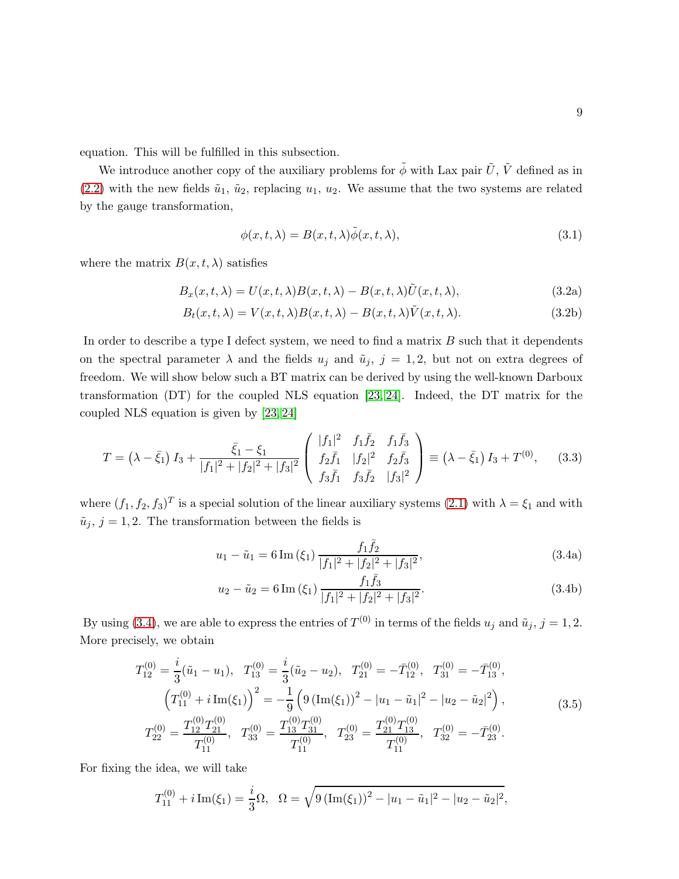equation. This will be fulfilled in this subsection.

We introduce another copy of the auxiliary problems for $\tilde{\phi}$ with Lax pair $\tilde{U}$, $\tilde{V}$ defined as in (2.2) with the new fields $\tilde{u}_1$, $\tilde{u}_2$, replacing $u_1$, $u_2$. We assume that the two systems are related by the gauge transformation,

$$\phi(x,t,\lambda) = B(x,t,\lambda)\tilde{\phi}(x,t,\lambda), \tag{3.1}$$

where the matrix $B(x,t,\lambda)$ satisfies

$$B_x(x,t,\lambda) = U(x,t,\lambda)B(x,t,\lambda) - B(x,t,\lambda)\tilde{U}(x,t,\lambda), \tag{3.2a}$$

$$B_t(x,t,\lambda) = V(x,t,\lambda)B(x,t,\lambda) - B(x,t,\lambda)\tilde{V}(x,t,\lambda). \tag{3.2b}$$

In order to describe a type I defect system, we need to find a matrix $B$ such that it dependents on the spectral parameter $\lambda$ and the fields $u_j$ and $\tilde{u}_j$, $j = 1, 2$, but not on extra degrees of freedom. We will show below such a BT matrix can be derived by using the well-known Darboux transformation (DT) for the coupled NLS equation [23, 24]. Indeed, the DT matrix for the coupled NLS equation is given by [23, 24]

$$T = \left(\lambda - \bar{\xi}_1\right) I_3 + \frac{\bar{\xi}_1 - \xi_1}{|f_1|^2 + |f_2|^2 + |f_3|^2} \begin{pmatrix} |f_1|^2 & f_1\bar{f}_2 & f_1\bar{f}_3 \\ f_2\bar{f}_1 & |f_2|^2 & f_2\bar{f}_3 \\ f_3\bar{f}_1 & f_3\bar{f}_2 & |f_3|^2 \end{pmatrix} \equiv \left(\lambda - \bar{\xi}_1\right) I_3 + T^{(0)}, \tag{3.3}$$

where $(f_1, f_2, f_3)^T$ is a special solution of the linear auxiliary systems (2.1) with $\lambda = \xi_1$ and with $\tilde{u}_j$, $j = 1, 2$. The transformation between the fields is

$$u_1 - \tilde{u}_1 = 6\,\mathrm{Im}\left(\xi_1\right) \frac{f_1\bar{f}_2}{|f_1|^2 + |f_2|^2 + |f_3|^2}, \tag{3.4a}$$

$$u_2 - \tilde{u}_2 = 6\,\mathrm{Im}\left(\xi_1\right) \frac{f_1\bar{f}_3}{|f_1|^2 + |f_2|^2 + |f_3|^2}. \tag{3.4b}$$

By using (3.4), we are able to express the entries of $T^{(0)}$ in terms of the fields $u_j$ and $\tilde{u}_j$, $j = 1, 2$. More precisely, we obtain

$$\begin{gathered} T^{(0)}_{12} = \frac{i}{3}(\tilde{u}_1 - u_1), \;\; T^{(0)}_{13} = \frac{i}{3}(\tilde{u}_2 - u_2), \;\; T^{(0)}_{21} = -\bar{T}^{(0)}_{12}, \;\; T^{(0)}_{31} = -\bar{T}^{(0)}_{13}, \\ \left(T^{(0)}_{11} + i\,\mathrm{Im}(\xi_1)\right)^2 = -\frac{1}{9}\left(9\left(\mathrm{Im}(\xi_1)\right)^2 - |u_1 - \tilde{u}_1|^2 - |u_2 - \tilde{u}_2|^2\right), \\ T^{(0)}_{22} = \frac{T^{(0)}_{12}T^{(0)}_{21}}{T^{(0)}_{11}}, \;\; T^{(0)}_{33} = \frac{T^{(0)}_{13}T^{(0)}_{31}}{T^{(0)}_{11}}, \;\; T^{(0)}_{23} = \frac{T^{(0)}_{21}T^{(0)}_{13}}{T^{(0)}_{11}}, \;\; T^{(0)}_{32} = -\bar{T}^{(0)}_{23}. \end{gathered} \tag{3.5}$$

For fixing the idea, we will take

$$T^{(0)}_{11} + i\,\mathrm{Im}(\xi_1) = \frac{i}{3}\Omega, \;\; \Omega = \sqrt{9\left(\mathrm{Im}(\xi_1)\right)^2 - |u_1 - \tilde{u}_1|^2 - |u_2 - \tilde{u}_2|^2},$$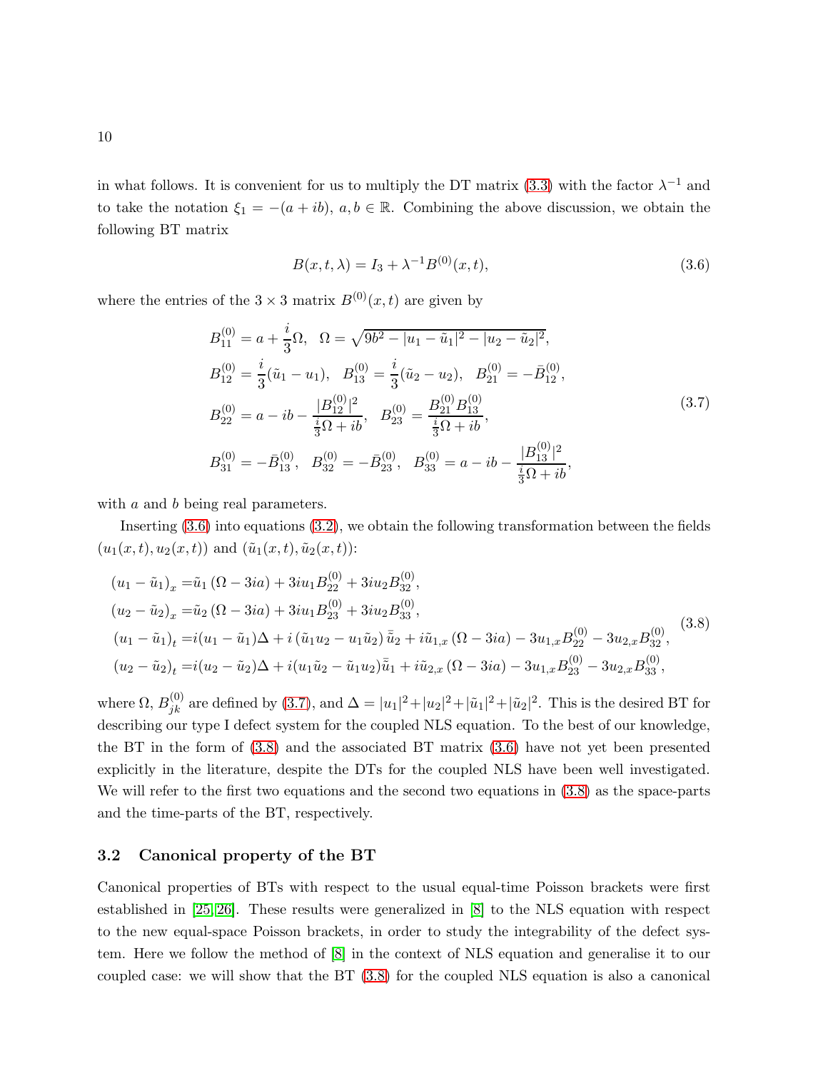in what follows. It is convenient for us to multiply the DT matrix (3.3) with the factor $\lambda^{-1}$ and to take the notation $\xi_1 = -(a+ib)$, $a, b \in \mathbb{R}$. Combining the above discussion, we obtain the following BT matrix

$$B(x,t,\lambda) = I_3 + \lambda^{-1} B^{(0)}(x,t), \tag{3.6}$$

where the entries of the $3\times 3$ matrix $B^{(0)}(x,t)$ are given by

$$\begin{aligned}
&B_{11}^{(0)} = a + \frac{i}{3}\Omega, \quad \Omega = \sqrt{9b^2 - |u_1 - \tilde{u}_1|^2 - |u_2 - \tilde{u}_2|^2},\\
&B_{12}^{(0)} = \frac{i}{3}(\tilde{u}_1 - u_1), \quad B_{13}^{(0)} = \frac{i}{3}(\tilde{u}_2 - u_2), \quad B_{21}^{(0)} = -\bar{B}_{12}^{(0)},\\
&B_{22}^{(0)} = a - ib - \frac{|B_{12}^{(0)}|^2}{\frac{i}{3}\Omega + ib}, \quad B_{23}^{(0)} = \frac{B_{21}^{(0)} B_{13}^{(0)}}{\frac{i}{3}\Omega + ib},\\
&B_{31}^{(0)} = -\bar{B}_{13}^{(0)}, \quad B_{32}^{(0)} = -\bar{B}_{23}^{(0)}, \quad B_{33}^{(0)} = a - ib - \frac{|B_{13}^{(0)}|^2}{\frac{i}{3}\Omega + ib},
\end{aligned} \tag{3.7}$$

with $a$ and $b$ being real parameters.

Inserting (3.6) into equations (3.2), we obtain the following transformation between the fields $(u_1(x,t), u_2(x,t))$ and $(\tilde{u}_1(x,t), \tilde{u}_2(x,t))$:

$$\begin{aligned}
(u_1 - \tilde{u}_1)_x =& \tilde{u}_1 (\Omega - 3ia) + 3iu_1 B_{22}^{(0)} + 3iu_2 B_{32}^{(0)},\\
(u_2 - \tilde{u}_2)_x =& \tilde{u}_2 (\Omega - 3ia) + 3iu_1 B_{23}^{(0)} + 3iu_2 B_{33}^{(0)},\\
(u_1 - \tilde{u}_1)_t =& i(u_1 - \tilde{u}_1)\Delta + i(\tilde{u}_1 u_2 - u_1 \tilde{u}_2)\bar{\tilde{u}}_2 + i\tilde{u}_{1,x}(\Omega - 3ia) - 3u_{1,x} B_{22}^{(0)} - 3u_{2,x} B_{32}^{(0)},\\
(u_2 - \tilde{u}_2)_t =& i(u_2 - \tilde{u}_2)\Delta + i(u_1 \tilde{u}_2 - \tilde{u}_1 u_2)\bar{\tilde{u}}_1 + i\tilde{u}_{2,x}(\Omega - 3ia) - 3u_{1,x} B_{23}^{(0)} - 3u_{2,x} B_{33}^{(0)},
\end{aligned} \tag{3.8}$$

where $\Omega$, $B_{jk}^{(0)}$ are defined by (3.7), and $\Delta = |u_1|^2 + |u_2|^2 + |\tilde{u}_1|^2 + |\tilde{u}_2|^2$. This is the desired BT for describing our type I defect system for the coupled NLS equation. To the best of our knowledge, the BT in the form of (3.8) and the associated BT matrix (3.6) have not yet been presented explicitly in the literature, despite the DTs for the coupled NLS have been well investigated. We will refer to the first two equations and the second two equations in (3.8) as the space-parts and the time-parts of the BT, respectively.

### 3.2 Canonical property of the BT

Canonical properties of BTs with respect to the usual equal-time Poisson brackets were first established in [25, 26]. These results were generalized in [8] to the NLS equation with respect to the new equal-space Poisson brackets, in order to study the integrability of the defect system. Here we follow the method of [8] in the context of NLS equation and generalise it to our coupled case: we will show that the BT (3.8) for the coupled NLS equation is also a canonical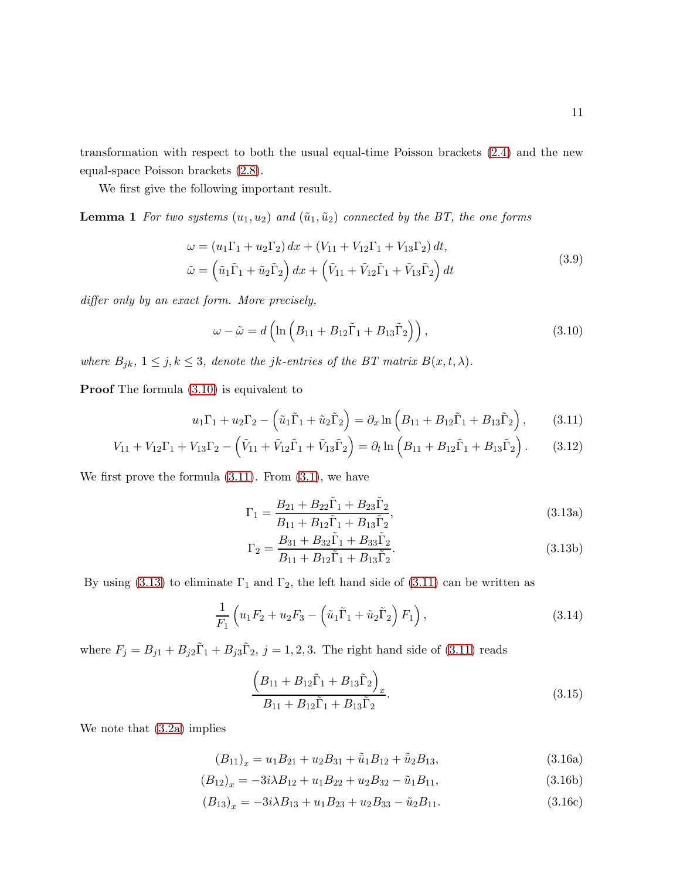transformation with respect to both the usual equal-time Poisson brackets (2.4) and the new equal-space Poisson brackets (2.8).

We first give the following important result.

**Lemma 1** *For two systems $(u_1, u_2)$ and $(\tilde{u}_1, \tilde{u}_2)$ connected by the BT, the one forms*

$$
\begin{aligned}
\omega &= (u_1\Gamma_1 + u_2\Gamma_2)\, dx + (V_{11} + V_{12}\Gamma_1 + V_{13}\Gamma_2)\, dt, \\
\tilde{\omega} &= \left(\tilde{u}_1\tilde{\Gamma}_1 + \tilde{u}_2\tilde{\Gamma}_2\right) dx + \left(\tilde{V}_{11} + \tilde{V}_{12}\tilde{\Gamma}_1 + \tilde{V}_{13}\tilde{\Gamma}_2\right) dt
\end{aligned}
\tag{3.9}
$$

*differ only by an exact form. More precisely,*

$$
\omega - \tilde{\omega} = d\left(\ln\left(B_{11} + B_{12}\tilde{\Gamma}_1 + B_{13}\tilde{\Gamma}_2\right)\right), \tag{3.10}
$$

*where $B_{jk}$, $1 \le j, k \le 3$, denote the $jk$-entries of the BT matrix $B(x, t, \lambda)$.*

**Proof** The formula (3.10) is equivalent to

$$
u_1\Gamma_1 + u_2\Gamma_2 - \left(\tilde{u}_1\tilde{\Gamma}_1 + \tilde{u}_2\tilde{\Gamma}_2\right) = \partial_x \ln\left(B_{11} + B_{12}\tilde{\Gamma}_1 + B_{13}\tilde{\Gamma}_2\right), \tag{3.11}
$$

$$
V_{11} + V_{12}\Gamma_1 + V_{13}\Gamma_2 - \left(\tilde{V}_{11} + \tilde{V}_{12}\tilde{\Gamma}_1 + \tilde{V}_{13}\tilde{\Gamma}_2\right) = \partial_t \ln\left(B_{11} + B_{12}\tilde{\Gamma}_1 + B_{13}\tilde{\Gamma}_2\right). \tag{3.12}
$$

We first prove the formula (3.11). From (3.1), we have

$$
\Gamma_1 = \frac{B_{21} + B_{22}\tilde{\Gamma}_1 + B_{23}\tilde{\Gamma}_2}{B_{11} + B_{12}\tilde{\Gamma}_1 + B_{13}\tilde{\Gamma}_2}, \tag{3.13a}
$$

$$
\Gamma_2 = \frac{B_{31} + B_{32}\tilde{\Gamma}_1 + B_{33}\tilde{\Gamma}_2}{B_{11} + B_{12}\tilde{\Gamma}_1 + B_{13}\tilde{\Gamma}_2}. \tag{3.13b}
$$

By using (3.13) to eliminate $\Gamma_1$ and $\Gamma_2$, the left hand side of (3.11) can be written as

$$
\frac{1}{F_1}\left(u_1F_2 + u_2F_3 - \left(\tilde{u}_1\tilde{\Gamma}_1 + \tilde{u}_2\tilde{\Gamma}_2\right)F_1\right), \tag{3.14}
$$

where $F_j = B_{j1} + B_{j2}\tilde{\Gamma}_1 + B_{j3}\tilde{\Gamma}_2$, $j = 1, 2, 3$. The right hand side of (3.11) reads

$$
\frac{\left(B_{11} + B_{12}\tilde{\Gamma}_1 + B_{13}\tilde{\Gamma}_2\right)_x}{B_{11} + B_{12}\tilde{\Gamma}_1 + B_{13}\tilde{\Gamma}_2}. \tag{3.15}
$$

We note that (3.2a) implies

$$
(B_{11})_x = u_1B_{21} + u_2B_{31} + \tilde{\bar{u}}_1B_{12} + \tilde{\bar{u}}_2B_{13}, \tag{3.16a}
$$

$$
(B_{12})_x = -3i\lambda B_{12} + u_1B_{22} + u_2B_{32} - \tilde{u}_1B_{11}, \tag{3.16b}
$$

$$
(B_{13})_x = -3i\lambda B_{13} + u_1B_{23} + u_2B_{33} - \tilde{u}_2B_{11}. \tag{3.16c}
$$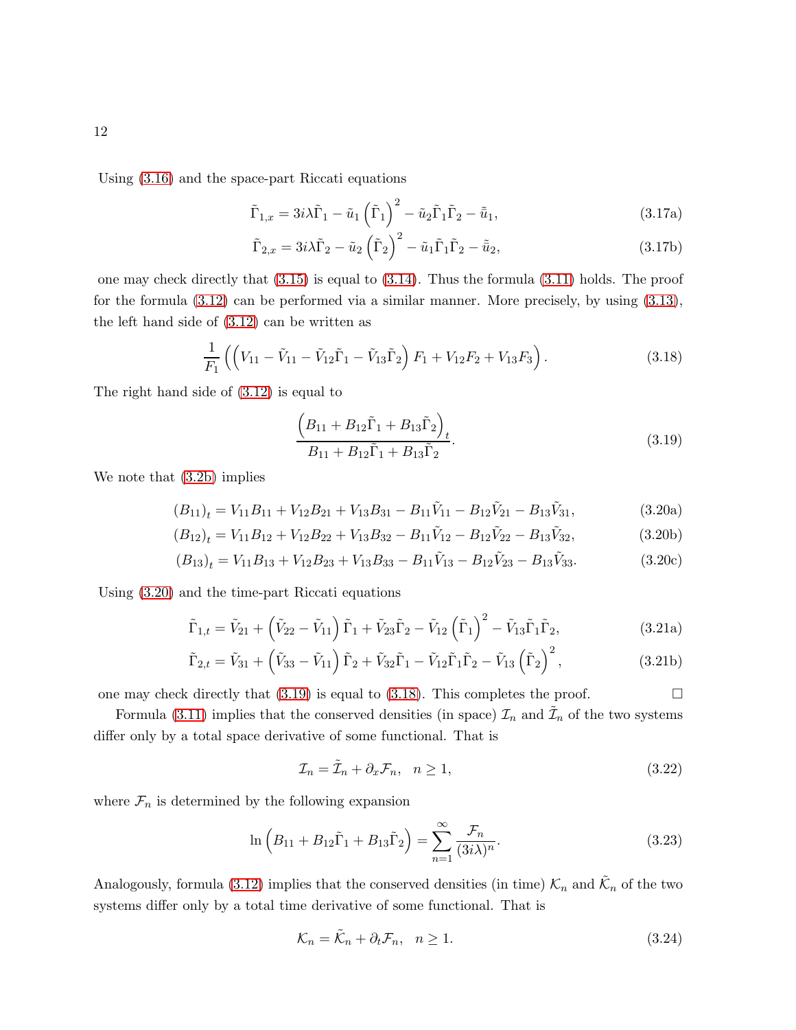Using (3.16) and the space-part Riccati equations

$$\tilde{\Gamma}_{1,x} = 3i\lambda\tilde{\Gamma}_1 - \tilde{u}_1\left(\tilde{\Gamma}_1\right)^2 - \tilde{u}_2\tilde{\Gamma}_1\tilde{\Gamma}_2 - \tilde{\bar{u}}_1, \tag{3.17a}$$

$$\tilde{\Gamma}_{2,x} = 3i\lambda\tilde{\Gamma}_2 - \tilde{u}_2\left(\tilde{\Gamma}_2\right)^2 - \tilde{u}_1\tilde{\Gamma}_1\tilde{\Gamma}_2 - \tilde{\bar{u}}_2, \tag{3.17b}$$

one may check directly that (3.15) is equal to (3.14). Thus the formula (3.11) holds. The proof for the formula (3.12) can be performed via a similar manner. More precisely, by using (3.13), the left hand side of (3.12) can be written as

$$\frac{1}{F_1}\left(\left(V_{11} - \tilde{V}_{11} - \tilde{V}_{12}\tilde{\Gamma}_1 - \tilde{V}_{13}\tilde{\Gamma}_2\right)F_1 + V_{12}F_2 + V_{13}F_3\right). \tag{3.18}$$

The right hand side of (3.12) is equal to

$$\frac{\left(B_{11} + B_{12}\tilde{\Gamma}_1 + B_{13}\tilde{\Gamma}_2\right)_t}{B_{11} + B_{12}\tilde{\Gamma}_1 + B_{13}\tilde{\Gamma}_2}. \tag{3.19}$$

We note that (3.2b) implies

$$(B_{11})_t = V_{11}B_{11} + V_{12}B_{21} + V_{13}B_{31} - B_{11}\tilde{V}_{11} - B_{12}\tilde{V}_{21} - B_{13}\tilde{V}_{31}, \tag{3.20a}$$

$$(B_{12})_t = V_{11}B_{12} + V_{12}B_{22} + V_{13}B_{32} - B_{11}\tilde{V}_{12} - B_{12}\tilde{V}_{22} - B_{13}\tilde{V}_{32}, \tag{3.20b}$$

$$(B_{13})_t = V_{11}B_{13} + V_{12}B_{23} + V_{13}B_{33} - B_{11}\tilde{V}_{13} - B_{12}\tilde{V}_{23} - B_{13}\tilde{V}_{33}. \tag{3.20c}$$

Using (3.20) and the time-part Riccati equations

$$\tilde{\Gamma}_{1,t} = \tilde{V}_{21} + \left(\tilde{V}_{22} - \tilde{V}_{11}\right)\tilde{\Gamma}_1 + \tilde{V}_{23}\tilde{\Gamma}_2 - \tilde{V}_{12}\left(\tilde{\Gamma}_1\right)^2 - \tilde{V}_{13}\tilde{\Gamma}_1\tilde{\Gamma}_2, \tag{3.21a}$$

$$\tilde{\Gamma}_{2,t} = \tilde{V}_{31} + \left(\tilde{V}_{33} - \tilde{V}_{11}\right)\tilde{\Gamma}_2 + \tilde{V}_{32}\tilde{\Gamma}_1 - \tilde{V}_{12}\tilde{\Gamma}_1\tilde{\Gamma}_2 - \tilde{V}_{13}\left(\tilde{\Gamma}_2\right)^2, \tag{3.21b}$$

one may check directly that (3.19) is equal to (3.18). This completes the proof. □

Formula (3.11) implies that the conserved densities (in space) $\mathcal{I}_n$ and $\tilde{\mathcal{I}}_n$ of the two systems differ only by a total space derivative of some functional. That is

$$\mathcal{I}_n = \tilde{\mathcal{I}}_n + \partial_x\mathcal{F}_n, \quad n \geq 1, \tag{3.22}$$

where $\mathcal{F}_n$ is determined by the following expansion

$$\ln\left(B_{11} + B_{12}\tilde{\Gamma}_1 + B_{13}\tilde{\Gamma}_2\right) = \sum_{n=1}^{\infty}\frac{\mathcal{F}_n}{(3i\lambda)^n}. \tag{3.23}$$

Analogously, formula (3.12) implies that the conserved densities (in time) $\mathcal{K}_n$ and $\tilde{\mathcal{K}}_n$ of the two systems differ only by a total time derivative of some functional. That is

$$\mathcal{K}_n = \tilde{\mathcal{K}}_n + \partial_t\mathcal{F}_n, \quad n \geq 1. \tag{3.24}$$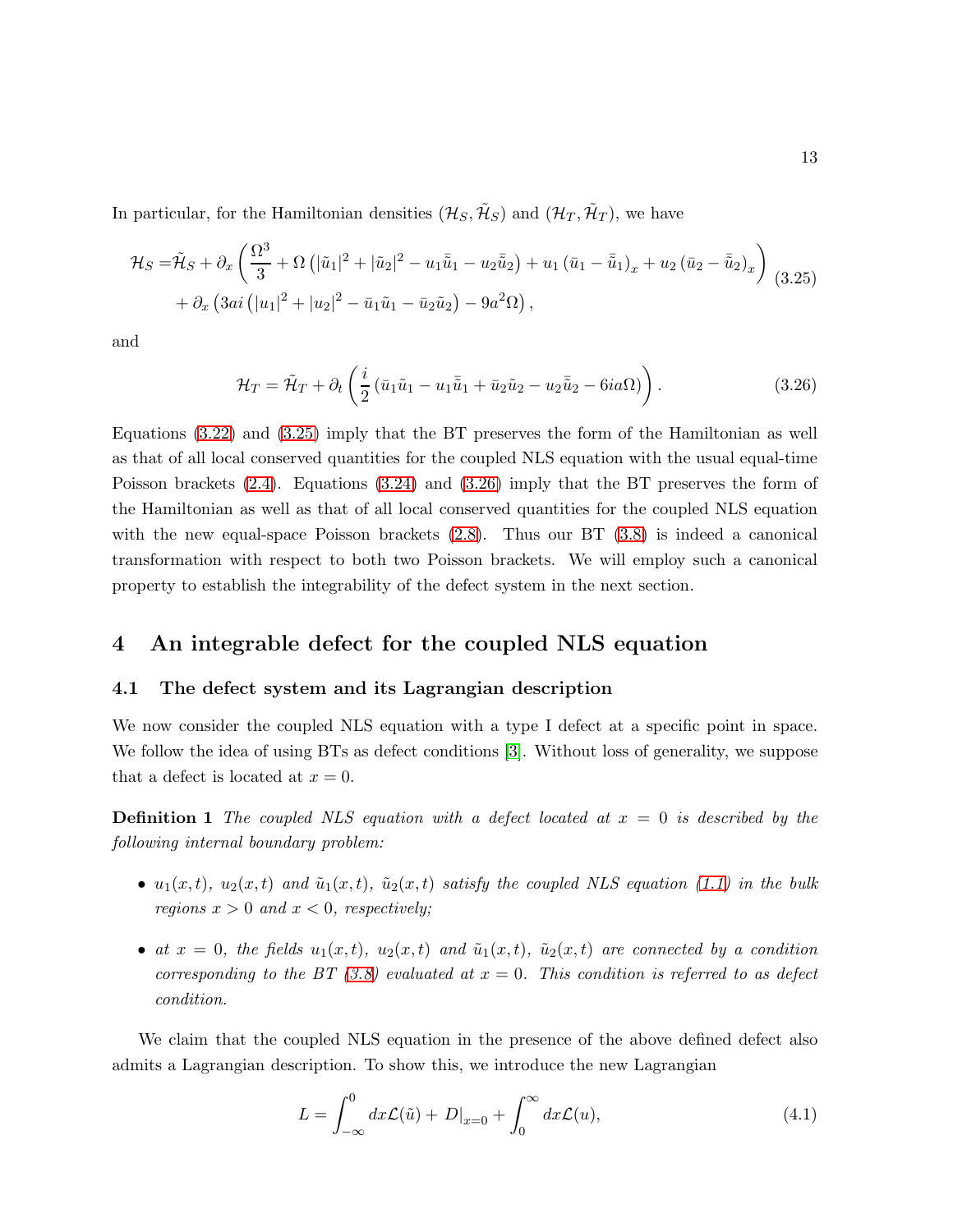In particular, for the Hamiltonian densities $(\mathcal{H}_S, \tilde{\mathcal{H}}_S)$ and $(\mathcal{H}_T, \tilde{\mathcal{H}}_T)$, we have

$$
\begin{aligned}
\mathcal{H}_S =& \tilde{\mathcal{H}}_S + \partial_x \left( \frac{\Omega^3}{3} + \Omega \left( |\tilde{u}_1|^2 + |\tilde{u}_2|^2 - u_1 \bar{\tilde{u}}_1 - u_2 \bar{\tilde{u}}_2 \right) + u_1 \left( \bar{u}_1 - \bar{\tilde{u}}_1 \right)_x + u_2 \left( \bar{u}_2 - \bar{\tilde{u}}_2 \right)_x \right) \\
& + \partial_x \left( 3ai \left( |u_1|^2 + |u_2|^2 - \bar{u}_1 \tilde{u}_1 - \bar{u}_2 \tilde{u}_2 \right) - 9a^2 \Omega \right),
\end{aligned}
\tag{3.25}
$$

and

$$
\mathcal{H}_T = \tilde{\mathcal{H}}_T + \partial_t \left( \frac{i}{2} \left( \bar{u}_1 \tilde{u}_1 - u_1 \bar{\tilde{u}}_1 + \bar{u}_2 \tilde{u}_2 - u_2 \bar{\tilde{u}}_2 - 6ia\Omega \right) \right). \tag{3.26}
$$

Equations (3.22) and (3.25) imply that the BT preserves the form of the Hamiltonian as well as that of all local conserved quantities for the coupled NLS equation with the usual equal-time Poisson brackets (2.4). Equations (3.24) and (3.26) imply that the BT preserves the form of the Hamiltonian as well as that of all local conserved quantities for the coupled NLS equation with the new equal-space Poisson brackets (2.8). Thus our BT (3.8) is indeed a canonical transformation with respect to both two Poisson brackets. We will employ such a canonical property to establish the integrability of the defect system in the next section.

# 4 An integrable defect for the coupled NLS equation

## 4.1 The defect system and its Lagrangian description

We now consider the coupled NLS equation with a type I defect at a specific point in space. We follow the idea of using BTs as defect conditions [3]. Without loss of generality, we suppose that a defect is located at $x = 0$.

**Definition 1** *The coupled NLS equation with a defect located at $x = 0$ is described by the following internal boundary problem:*

- *$u_1(x,t)$, $u_2(x,t)$ and $\tilde{u}_1(x,t)$, $\tilde{u}_2(x,t)$ satisfy the coupled NLS equation (1.1) in the bulk regions $x > 0$ and $x < 0$, respectively;*
- *at $x = 0$, the fields $u_1(x,t)$, $u_2(x,t)$ and $\tilde{u}_1(x,t)$, $\tilde{u}_2(x,t)$ are connected by a condition corresponding to the BT (3.8) evaluated at $x = 0$. This condition is referred to as defect condition.*

We claim that the coupled NLS equation in the presence of the above defined defect also admits a Lagrangian description. To show this, we introduce the new Lagrangian

$$
L = \int_{-\infty}^{0} dx \mathcal{L}(\tilde{u}) + D|_{x=0} + \int_{0}^{\infty} dx \mathcal{L}(u), \tag{4.1}
$$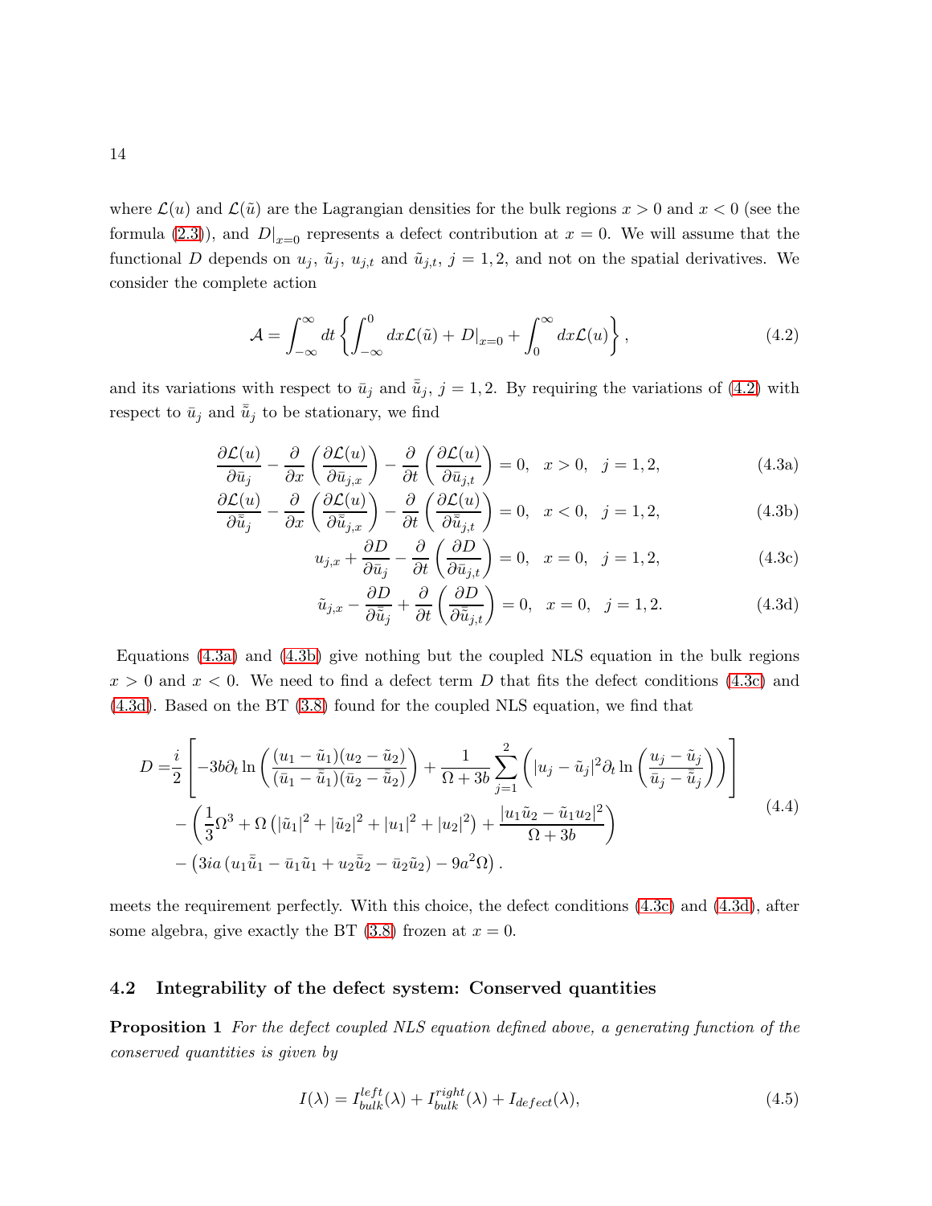where $\mathcal{L}(u)$ and $\mathcal{L}(\tilde{u})$ are the Lagrangian densities for the bulk regions $x > 0$ and $x < 0$ (see the formula (2.3)), and $D|_{x=0}$ represents a defect contribution at $x = 0$. We will assume that the functional $D$ depends on $u_j$, $\tilde{u}_j$, $u_{j,t}$ and $\tilde{u}_{j,t}$, $j = 1, 2$, and not on the spatial derivatives. We consider the complete action

$$\mathcal{A} = \int_{-\infty}^{\infty} dt \left\{ \int_{-\infty}^{0} dx \mathcal{L}(\tilde{u}) + D|_{x=0} + \int_{0}^{\infty} dx \mathcal{L}(u) \right\}, \tag{4.2}$$

and its variations with respect to $\bar{u}_j$ and $\bar{\tilde{u}}_j$, $j = 1, 2$. By requiring the variations of (4.2) with respect to $\bar{u}_j$ and $\bar{\tilde{u}}_j$ to be stationary, we find

$$\frac{\partial \mathcal{L}(u)}{\partial \bar{u}_j} - \frac{\partial}{\partial x}\left(\frac{\partial \mathcal{L}(u)}{\partial \bar{u}_{j,x}}\right) - \frac{\partial}{\partial t}\left(\frac{\partial \mathcal{L}(u)}{\partial \bar{u}_{j,t}}\right) = 0, \quad x > 0, \quad j = 1, 2, \tag{4.3a}$$

$$\frac{\partial \mathcal{L}(u)}{\partial \bar{\tilde{u}}_j} - \frac{\partial}{\partial x}\left(\frac{\partial \mathcal{L}(u)}{\partial \bar{\tilde{u}}_{j,x}}\right) - \frac{\partial}{\partial t}\left(\frac{\partial \mathcal{L}(u)}{\partial \bar{\tilde{u}}_{j,t}}\right) = 0, \quad x < 0, \quad j = 1, 2, \tag{4.3b}$$

$$u_{j,x} + \frac{\partial D}{\partial \bar{u}_j} - \frac{\partial}{\partial t}\left(\frac{\partial D}{\partial \bar{u}_{j,t}}\right) = 0, \quad x = 0, \quad j = 1, 2, \tag{4.3c}$$

$$\tilde{u}_{j,x} - \frac{\partial D}{\partial \bar{\tilde{u}}_j} + \frac{\partial}{\partial t}\left(\frac{\partial D}{\partial \bar{\tilde{u}}_{j,t}}\right) = 0, \quad x = 0, \quad j = 1, 2. \tag{4.3d}$$

Equations (4.3a) and (4.3b) give nothing but the coupled NLS equation in the bulk regions $x > 0$ and $x < 0$. We need to find a defect term $D$ that fits the defect conditions (4.3c) and (4.3d). Based on the BT (3.8) found for the coupled NLS equation, we find that

$$\begin{aligned}
D =& \frac{i}{2}\left[ -3b\partial_t \ln\left(\frac{(u_1 - \tilde{u}_1)(u_2 - \tilde{u}_2)}{(\bar{u}_1 - \bar{\tilde{u}}_1)(\bar{u}_2 - \bar{\tilde{u}}_2)}\right) + \frac{1}{\Omega + 3b}\sum_{j=1}^{2}\left( |u_j - \tilde{u}_j|^2 \partial_t \ln\left(\frac{u_j - \tilde{u}_j}{\bar{u}_j - \bar{\tilde{u}}_j}\right)\right)\right] \\
& - \left(\frac{1}{3}\Omega^3 + \Omega\left(|\tilde{u}_1|^2 + |\tilde{u}_2|^2 + |u_1|^2 + |u_2|^2\right) + \frac{|u_1\tilde{u}_2 - \tilde{u}_1 u_2|^2}{\Omega + 3b}\right) \\
& - \left(3ia\left(u_1\bar{\tilde{u}}_1 - \bar{u}_1\tilde{u}_1 + u_2\bar{\tilde{u}}_2 - \bar{u}_2\tilde{u}_2\right) - 9a^2\Omega\right).
\end{aligned} \tag{4.4}$$

meets the requirement perfectly. With this choice, the defect conditions (4.3c) and (4.3d), after some algebra, give exactly the BT (3.8) frozen at $x = 0$.

### 4.2 Integrability of the defect system: Conserved quantities

**Proposition 1** *For the defect coupled NLS equation defined above, a generating function of the conserved quantities is given by*

$$I(\lambda) = I_{bulk}^{left}(\lambda) + I_{bulk}^{right}(\lambda) + I_{defect}(\lambda), \tag{4.5}$$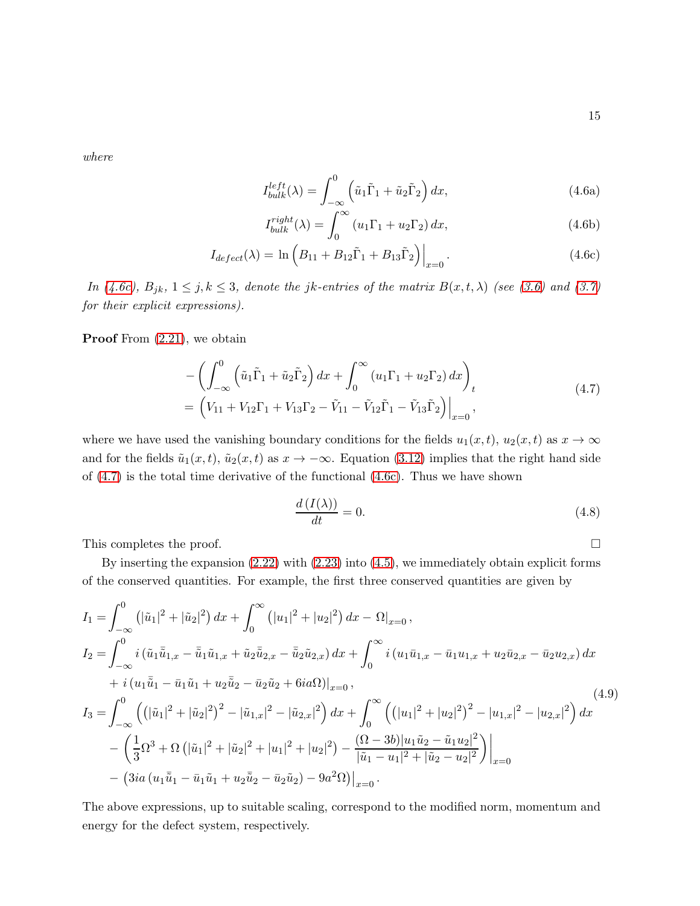*where*

$$I_{bulk}^{left}(\lambda) = \int_{-\infty}^{0} \left(\tilde{u}_1\tilde{\Gamma}_1 + \tilde{u}_2\tilde{\Gamma}_2\right) dx, \tag{4.6a}$$

$$I_{bulk}^{right}(\lambda) = \int_{0}^{\infty} \left(u_1\Gamma_1 + u_2\Gamma_2\right) dx, \tag{4.6b}$$

$$I_{defect}(\lambda) = \ln\left(B_{11} + B_{12}\tilde{\Gamma}_1 + B_{13}\tilde{\Gamma}_2\right)\Big|_{x=0}. \tag{4.6c}$$

*In (4.6c), $B_{jk}$, $1 \le j,k \le 3$, denote the jk-entries of the matrix $B(x,t,\lambda)$ (see (3.6) and (3.7) for their explicit expressions).*

**Proof** From (2.21), we obtain

$$\begin{aligned}
&-\left(\int_{-\infty}^{0} \left(\tilde{u}_1\tilde{\Gamma}_1 + \tilde{u}_2\tilde{\Gamma}_2\right) dx + \int_{0}^{\infty} \left(u_1\Gamma_1 + u_2\Gamma_2\right) dx\right)_t \\
&= \left(V_{11} + V_{12}\Gamma_1 + V_{13}\Gamma_2 - \tilde{V}_{11} - \tilde{V}_{12}\tilde{\Gamma}_1 - \tilde{V}_{13}\tilde{\Gamma}_2\right)\Big|_{x=0},
\end{aligned} \tag{4.7}$$

where we have used the vanishing boundary conditions for the fields $u_1(x,t)$, $u_2(x,t)$ as $x \to \infty$ and for the fields $\tilde{u}_1(x,t)$, $\tilde{u}_2(x,t)$ as $x \to -\infty$. Equation (3.12) implies that the right hand side of (4.7) is the total time derivative of the functional (4.6c). Thus we have shown

$$\frac{d\left(I(\lambda)\right)}{dt} = 0. \tag{4.8}$$

This completes the proof. □

By inserting the expansion (2.22) with (2.23) into (4.5), we immediately obtain explicit forms of the conserved quantities. For example, the first three conserved quantities are given by

$$\begin{aligned}
I_1 &= \int_{-\infty}^{0} \left(|\tilde{u}_1|^2 + |\tilde{u}_2|^2\right) dx + \int_{0}^{\infty} \left(|u_1|^2 + |u_2|^2\right) dx - \Omega|_{x=0}\,, \\
I_2 &= \int_{-\infty}^{0} i\left(\tilde{u}_1\bar{\tilde{u}}_{1,x} - \bar{\tilde{u}}_1\tilde{u}_{1,x} + \tilde{u}_2\bar{\tilde{u}}_{2,x} - \bar{\tilde{u}}_2\tilde{u}_{2,x}\right) dx + \int_{0}^{\infty} i\left(u_1\bar{u}_{1,x} - \bar{u}_1 u_{1,x} + u_2\bar{u}_{2,x} - \bar{u}_2 u_{2,x}\right) dx \\
&\quad + i\left(u_1\bar{\tilde{u}}_1 - \bar{u}_1\tilde{u}_1 + u_2\bar{\tilde{u}}_2 - \bar{u}_2\tilde{u}_2 + 6ia\Omega\right)|_{x=0}\,, \\
I_3 &= \int_{-\infty}^{0} \left(\left(|\tilde{u}_1|^2 + |\tilde{u}_2|^2\right)^2 - |\tilde{u}_{1,x}|^2 - |\tilde{u}_{2,x}|^2\right) dx + \int_{0}^{\infty} \left(\left(|u_1|^2 + |u_2|^2\right)^2 - |u_{1,x}|^2 - |u_{2,x}|^2\right) dx \\
&\quad - \left(\frac{1}{3}\Omega^3 + \Omega\left(|\tilde{u}_1|^2 + |\tilde{u}_2|^2 + |u_1|^2 + |u_2|^2\right) - \frac{(\Omega - 3b)|u_1\tilde{u}_2 - \tilde{u}_1 u_2|^2}{|\tilde{u}_1 - u_1|^2 + |\tilde{u}_2 - u_2|^2}\right)\Bigg|_{x=0} \\
&\quad - \left(3ia\left(u_1\bar{\tilde{u}}_1 - \bar{u}_1\tilde{u}_1 + u_2\bar{\tilde{u}}_2 - \bar{u}_2\tilde{u}_2\right) - 9a^2\Omega\right)\big|_{x=0}\,.
\end{aligned} \tag{4.9}$$

The above expressions, up to suitable scaling, correspond to the modified norm, momentum and energy for the defect system, respectively.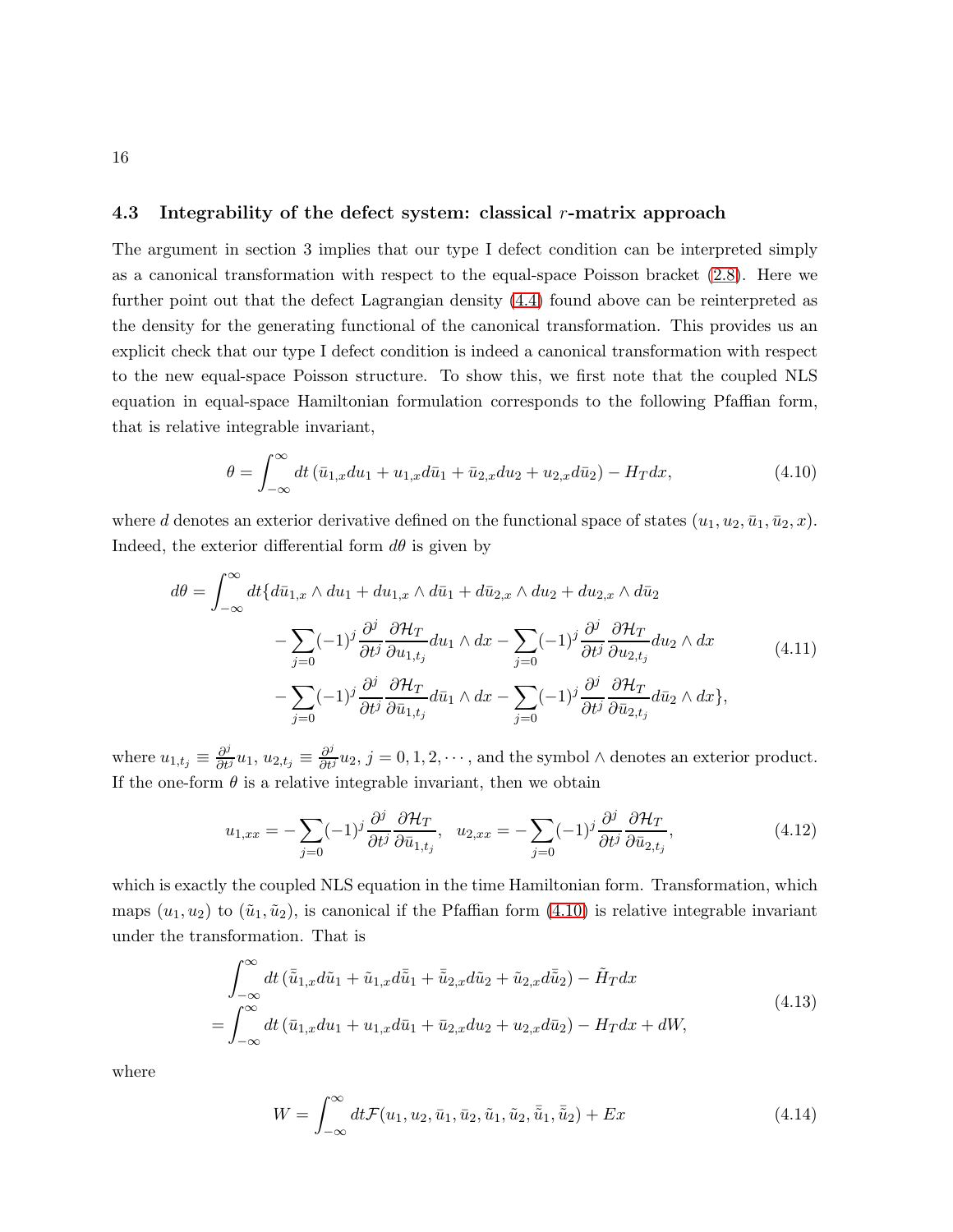### 4.3 Integrability of the defect system: classical $r$-matrix approach

The argument in section 3 implies that our type I defect condition can be interpreted simply as a canonical transformation with respect to the equal-space Poisson bracket (2.8). Here we further point out that the defect Lagrangian density (4.4) found above can be reinterpreted as the density for the generating functional of the canonical transformation. This provides us an explicit check that our type I defect condition is indeed a canonical transformation with respect to the new equal-space Poisson structure. To show this, we first note that the coupled NLS equation in equal-space Hamiltonian formulation corresponds to the following Pfaffian form, that is relative integrable invariant,

$$\theta = \int_{-\infty}^{\infty} dt\,(\bar{u}_{1,x}du_1 + u_{1,x}d\bar{u}_1 + \bar{u}_{2,x}du_2 + u_{2,x}d\bar{u}_2) - H_T dx, \tag{4.10}$$

where $d$ denotes an exterior derivative defined on the functional space of states $(u_1, u_2, \bar{u}_1, \bar{u}_2, x)$. Indeed, the exterior differential form $d\theta$ is given by

$$\begin{aligned}
d\theta = \int_{-\infty}^{\infty} dt\{&d\bar{u}_{1,x}\wedge du_1 + du_{1,x}\wedge d\bar{u}_1 + d\bar{u}_{2,x}\wedge du_2 + du_{2,x}\wedge d\bar{u}_2 \\
&- \sum_{j=0}(-1)^j\frac{\partial^j}{\partial t^j}\frac{\partial \mathcal{H}_T}{\partial u_{1,t_j}}du_1\wedge dx - \sum_{j=0}(-1)^j\frac{\partial^j}{\partial t^j}\frac{\partial \mathcal{H}_T}{\partial u_{2,t_j}}du_2\wedge dx \\
&- \sum_{j=0}(-1)^j\frac{\partial^j}{\partial t^j}\frac{\partial \mathcal{H}_T}{\partial \bar{u}_{1,t_j}}d\bar{u}_1\wedge dx - \sum_{j=0}(-1)^j\frac{\partial^j}{\partial t^j}\frac{\partial \mathcal{H}_T}{\partial \bar{u}_{2,t_j}}d\bar{u}_2\wedge dx\},
\end{aligned} \tag{4.11}$$

where $u_{1,t_j} \equiv \frac{\partial^j}{\partial t^j}u_1$, $u_{2,t_j} \equiv \frac{\partial^j}{\partial t^j}u_2$, $j = 0, 1, 2, \cdots$, and the symbol $\wedge$ denotes an exterior product. If the one-form $\theta$ is a relative integrable invariant, then we obtain

$$u_{1,xx} = -\sum_{j=0}(-1)^j\frac{\partial^j}{\partial t^j}\frac{\partial \mathcal{H}_T}{\partial \bar{u}_{1,t_j}}, \quad u_{2,xx} = -\sum_{j=0}(-1)^j\frac{\partial^j}{\partial t^j}\frac{\partial \mathcal{H}_T}{\partial \bar{u}_{2,t_j}}, \tag{4.12}$$

which is exactly the coupled NLS equation in the time Hamiltonian form. Transformation, which maps $(u_1, u_2)$ to $(\tilde{u}_1, \tilde{u}_2)$, is canonical if the Pfaffian form (4.10) is relative integrable invariant under the transformation. That is

$$\begin{aligned}
&\int_{-\infty}^{\infty} dt\,(\bar{\tilde{u}}_{1,x}d\tilde{u}_1 + \tilde{u}_{1,x}d\bar{\tilde{u}}_1 + \bar{\tilde{u}}_{2,x}d\tilde{u}_2 + \tilde{u}_{2,x}d\bar{\tilde{u}}_2) - \tilde{H}_T dx \\
=&\int_{-\infty}^{\infty} dt\,(\bar{u}_{1,x}du_1 + u_{1,x}d\bar{u}_1 + \bar{u}_{2,x}du_2 + u_{2,x}d\bar{u}_2) - H_T dx + dW,
\end{aligned} \tag{4.13}$$

where

$$W = \int_{-\infty}^{\infty} dt\mathcal{F}(u_1, u_2, \bar{u}_1, \bar{u}_2, \tilde{u}_1, \tilde{u}_2, \bar{\tilde{u}}_1, \bar{\tilde{u}}_2) + Ex \tag{4.14}$$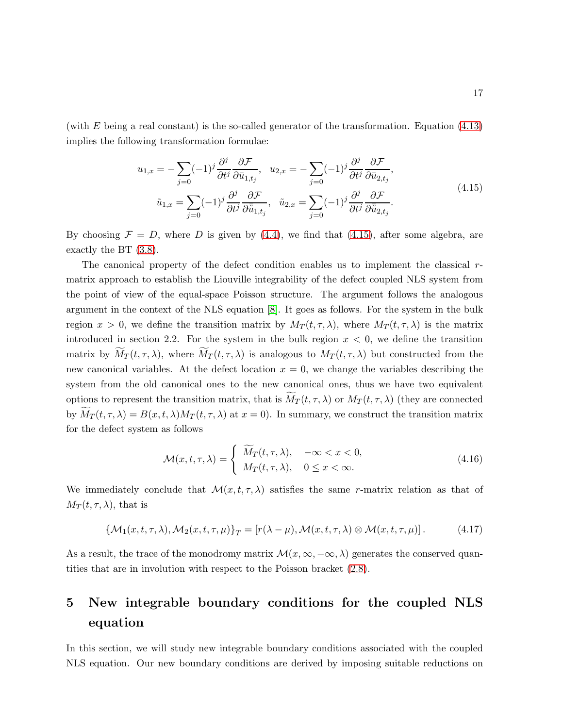(with $E$ being a real constant) is the so-called generator of the transformation. Equation (4.13) implies the following transformation formulae:

$$
\begin{aligned}
u_{1,x} = -\sum_{j=0}(-1)^j \frac{\partial^j}{\partial t^j}\frac{\partial \mathcal{F}}{\partial \bar{u}_{1,t_j}}, \quad u_{2,x} = -\sum_{j=0}(-1)^j \frac{\partial^j}{\partial t^j}\frac{\partial \mathcal{F}}{\partial \bar{u}_{2,t_j}}, \\
\tilde{u}_{1,x} = \sum_{j=0}(-1)^j \frac{\partial^j}{\partial t^j}\frac{\partial \mathcal{F}}{\partial \bar{\tilde{u}}_{1,t_j}}, \quad \tilde{u}_{2,x} = \sum_{j=0}(-1)^j \frac{\partial^j}{\partial t^j}\frac{\partial \mathcal{F}}{\partial \bar{\tilde{u}}_{2,t_j}}.
\end{aligned}
\tag{4.15}
$$

By choosing $\mathcal{F} = D$, where $D$ is given by (4.4), we find that (4.15), after some algebra, are exactly the BT (3.8).

The canonical property of the defect condition enables us to implement the classical $r$-matrix approach to establish the Liouville integrability of the defect coupled NLS system from the point of view of the equal-space Poisson structure. The argument follows the analogous argument in the context of the NLS equation [8]. It goes as follows. For the system in the bulk region $x > 0$, we define the transition matrix by $M_T(t, \tau, \lambda)$, where $M_T(t, \tau, \lambda)$ is the matrix introduced in section 2.2. For the system in the bulk region $x < 0$, we define the transition matrix by $\widetilde{M}_T(t, \tau, \lambda)$, where $\widetilde{M}_T(t, \tau, \lambda)$ is analogous to $M_T(t, \tau, \lambda)$ but constructed from the new canonical variables. At the defect location $x = 0$, we change the variables describing the system from the old canonical ones to the new canonical ones, thus we have two equivalent options to represent the transition matrix, that is $\widetilde{M}_T(t, \tau, \lambda)$ or $M_T(t, \tau, \lambda)$ (they are connected by $\widetilde{M}_T(t, \tau, \lambda) = B(x, t, \lambda)M_T(t, \tau, \lambda)$ at $x = 0$). In summary, we construct the transition matrix for the defect system as follows

$$
\mathcal{M}(x, t, \tau, \lambda) = \begin{cases} \widetilde{M}_T(t, \tau, \lambda), & -\infty < x < 0, \\ M_T(t, \tau, \lambda), & 0 \leq x < \infty. \end{cases}
\tag{4.16}
$$

We immediately conclude that $\mathcal{M}(x, t, \tau, \lambda)$ satisfies the same $r$-matrix relation as that of $M_T(t, \tau, \lambda)$, that is

$$
\{\mathcal{M}_1(x, t, \tau, \lambda), \mathcal{M}_2(x, t, \tau, \mu)\}_T = [r(\lambda - \mu), \mathcal{M}(x, t, \tau, \lambda) \otimes \mathcal{M}(x, t, \tau, \mu)]\,.
\tag{4.17}
$$

As a result, the trace of the monodromy matrix $\mathcal{M}(x, \infty, -\infty, \lambda)$ generates the conserved quantities that are in involution with respect to the Poisson bracket (2.8).

# 5 New integrable boundary conditions for the coupled NLS equation

In this section, we will study new integrable boundary conditions associated with the coupled NLS equation. Our new boundary conditions are derived by imposing suitable reductions on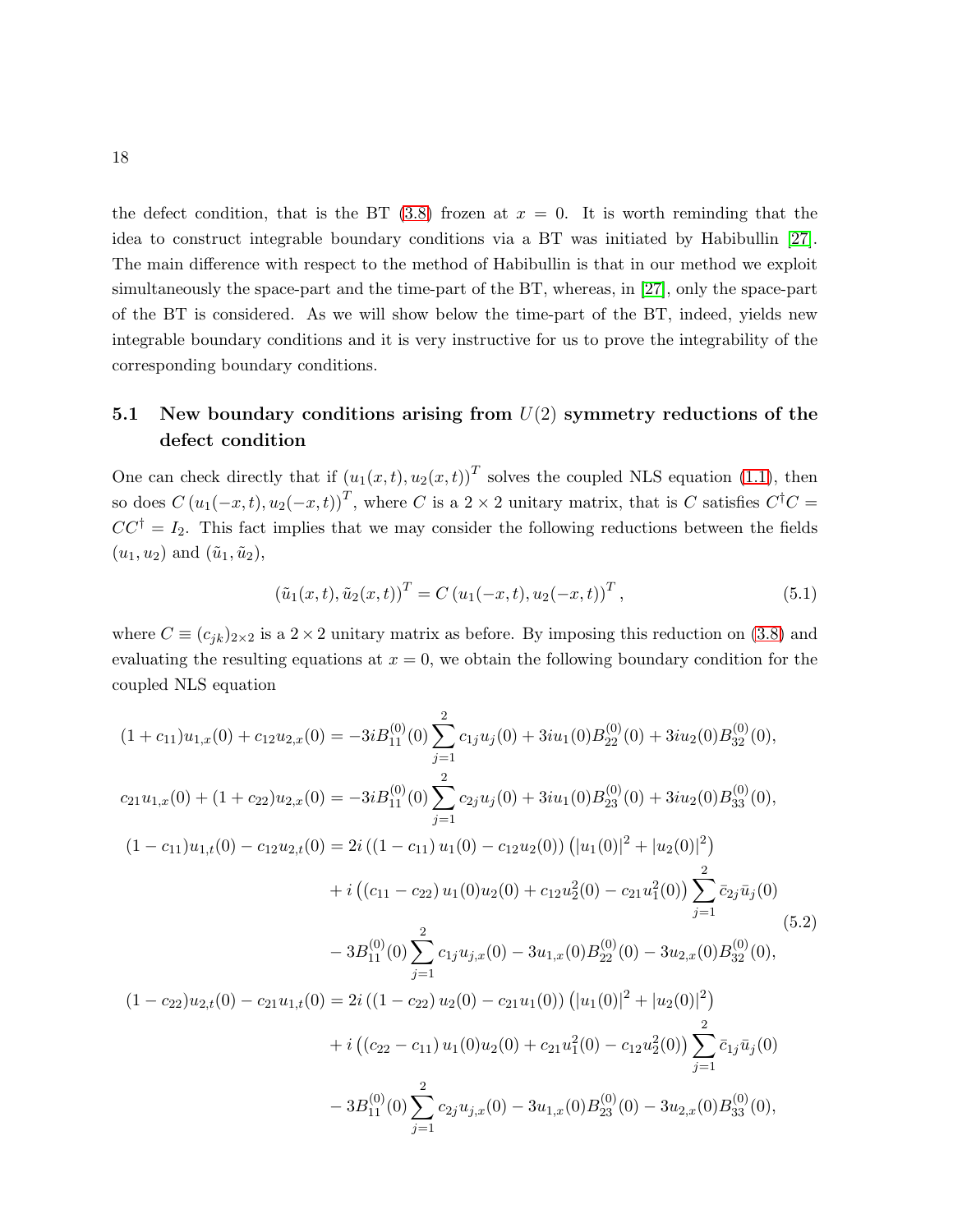the defect condition, that is the BT (3.8) frozen at $x = 0$. It is worth reminding that the idea to construct integrable boundary conditions via a BT was initiated by Habibullin [27]. The main difference with respect to the method of Habibullin is that in our method we exploit simultaneously the space-part and the time-part of the BT, whereas, in [27], only the space-part of the BT is considered. As we will show below the time-part of the BT, indeed, yields new integrable boundary conditions and it is very instructive for us to prove the integrability of the corresponding boundary conditions.

## 5.1 New boundary conditions arising from $U(2)$ symmetry reductions of the defect condition

One can check directly that if $(u_1(x,t), u_2(x,t))^T$ solves the coupled NLS equation (1.1), then so does $C\,(u_1(-x,t), u_2(-x,t))^T$, where $C$ is a $2\times 2$ unitary matrix, that is $C$ satisfies $C^\dagger C = CC^\dagger = I_2$. This fact implies that we may consider the following reductions between the fields $(u_1, u_2)$ and $(\tilde{u}_1, \tilde{u}_2)$,

$$
(\tilde{u}_1(x,t), \tilde{u}_2(x,t))^T = C\,(u_1(-x,t), u_2(-x,t))^T, \tag{5.1}
$$

where $C \equiv (c_{jk})_{2\times 2}$ is a $2\times 2$ unitary matrix as before. By imposing this reduction on (3.8) and evaluating the resulting equations at $x = 0$, we obtain the following boundary condition for the coupled NLS equation

$$
\begin{aligned}
(1+c_{11})u_{1,x}(0) + c_{12}u_{2,x}(0) &= -3iB_{11}^{(0)}(0)\sum_{j=1}^{2} c_{1j}u_j(0) + 3iu_1(0)B_{22}^{(0)}(0) + 3iu_2(0)B_{32}^{(0)}(0),\\
c_{21}u_{1,x}(0) + (1+c_{22})u_{2,x}(0) &= -3iB_{11}^{(0)}(0)\sum_{j=1}^{2} c_{2j}u_j(0) + 3iu_1(0)B_{23}^{(0)}(0) + 3iu_2(0)B_{33}^{(0)}(0),\\
(1-c_{11})u_{1,t}(0) - c_{12}u_{2,t}(0) &= 2i\left((1-c_{11})\,u_1(0) - c_{12}u_2(0)\right)\left(|u_1(0)|^2 + |u_2(0)|^2\right)\\
&\quad + i\left((c_{11}-c_{22})\,u_1(0)u_2(0) + c_{12}u_2^2(0) - c_{21}u_1^2(0)\right)\sum_{j=1}^{2}\bar{c}_{2j}\bar{u}_j(0)\\
&\quad - 3B_{11}^{(0)}(0)\sum_{j=1}^{2} c_{1j}u_{j,x}(0) - 3u_{1,x}(0)B_{22}^{(0)}(0) - 3u_{2,x}(0)B_{32}^{(0)}(0),\\
(1-c_{22})u_{2,t}(0) - c_{21}u_{1,t}(0) &= 2i\left((1-c_{22})\,u_2(0) - c_{21}u_1(0)\right)\left(|u_1(0)|^2 + |u_2(0)|^2\right)\\
&\quad + i\left((c_{22}-c_{11})\,u_1(0)u_2(0) + c_{21}u_1^2(0) - c_{12}u_2^2(0)\right)\sum_{j=1}^{2}\bar{c}_{1j}\bar{u}_j(0)\\
&\quad - 3B_{11}^{(0)}(0)\sum_{j=1}^{2} c_{2j}u_{j,x}(0) - 3u_{1,x}(0)B_{23}^{(0)}(0) - 3u_{2,x}(0)B_{33}^{(0)}(0),
\end{aligned}
\tag{5.2}
$$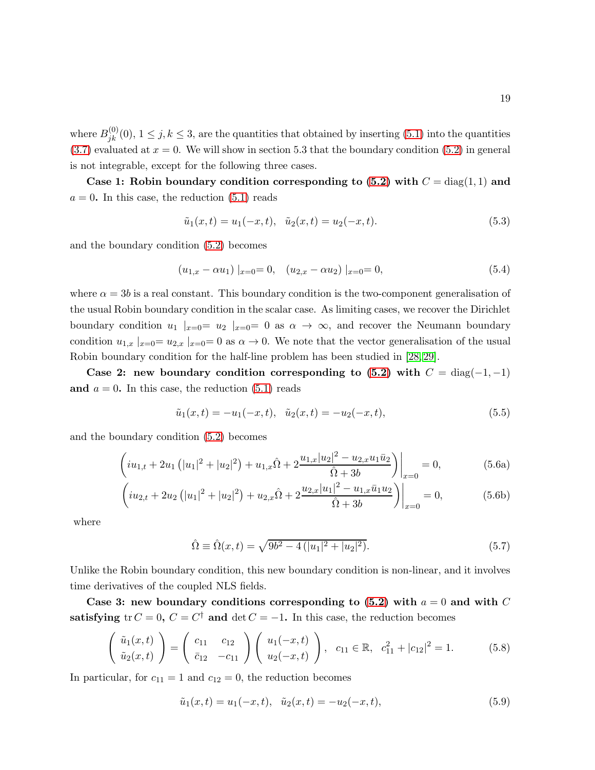where $B_{jk}^{(0)}(0)$, $1 \le j, k \le 3$, are the quantities that obtained by inserting (5.1) into the quantities (3.7) evaluated at $x = 0$. We will show in section 5.3 that the boundary condition (5.2) in general is not integrable, except for the following three cases.

**Case 1: Robin boundary condition corresponding to (5.2) with $C = \mathrm{diag}(1, 1)$ and $a = 0$.** In this case, the reduction (5.1) reads

$$\tilde{u}_1(x,t) = u_1(-x,t), \quad \tilde{u}_2(x,t) = u_2(-x,t). \tag{5.3}$$

and the boundary condition (5.2) becomes

$$(u_{1,x} - \alpha u_1)\mid_{x=0} = 0, \quad (u_{2,x} - \alpha u_2)\mid_{x=0} = 0, \tag{5.4}$$

where $\alpha = 3b$ is a real constant. This boundary condition is the two-component generalisation of the usual Robin boundary condition in the scalar case. As limiting cases, we recover the Dirichlet boundary condition $u_1 \mid_{x=0} = u_2 \mid_{x=0} = 0$ as $\alpha \to \infty$, and recover the Neumann boundary condition $u_{1,x} \mid_{x=0} = u_{2,x} \mid_{x=0} = 0$ as $\alpha \to 0$. We note that the vector generalisation of the usual Robin boundary condition for the half-line problem has been studied in [28, 29].

**Case 2: new boundary condition corresponding to (5.2) with $C = \mathrm{diag}(-1, -1)$ and $a = 0$.** In this case, the reduction (5.1) reads

$$\tilde{u}_1(x,t) = -u_1(-x,t), \quad \tilde{u}_2(x,t) = -u_2(-x,t), \tag{5.5}$$

and the boundary condition (5.2) becomes

$$\left( iu_{1,t} + 2u_1\left(|u_1|^2 + |u_2|^2\right) + u_{1,x}\hat{\Omega} + 2\frac{u_{1,x}|u_2|^2 - u_{2,x}u_1\bar{u}_2}{\hat{\Omega} + 3b} \right)\Bigg|_{x=0} = 0, \tag{5.6a}$$

$$\left( iu_{2,t} + 2u_2\left(|u_1|^2 + |u_2|^2\right) + u_{2,x}\hat{\Omega} + 2\frac{u_{2,x}|u_1|^2 - u_{1,x}\bar{u}_1u_2}{\hat{\Omega} + 3b} \right)\Bigg|_{x=0} = 0, \tag{5.6b}$$

where

$$\hat{\Omega} \equiv \hat{\Omega}(x,t) = \sqrt{9b^2 - 4\left(|u_1|^2 + |u_2|^2\right)}. \tag{5.7}$$

Unlike the Robin boundary condition, this new boundary condition is non-linear, and it involves time derivatives of the coupled NLS fields.

**Case 3: new boundary conditions corresponding to (5.2) with $a = 0$ and with $C$ satisfying $\mathrm{tr}\, C = 0$, $C = C^\dagger$ and $\det C = -1$.** In this case, the reduction becomes

$$\begin{pmatrix} \tilde{u}_1(x,t) \\ \tilde{u}_2(x,t) \end{pmatrix} = \begin{pmatrix} c_{11} & c_{12} \\ \bar{c}_{12} & -c_{11} \end{pmatrix} \begin{pmatrix} u_1(-x,t) \\ u_2(-x,t) \end{pmatrix}, \quad c_{11} \in \mathbb{R}, \quad c_{11}^2 + |c_{12}|^2 = 1. \tag{5.8}$$

In particular, for $c_{11} = 1$ and $c_{12} = 0$, the reduction becomes

$$\tilde{u}_1(x,t) = u_1(-x,t), \quad \tilde{u}_2(x,t) = -u_2(-x,t), \tag{5.9}$$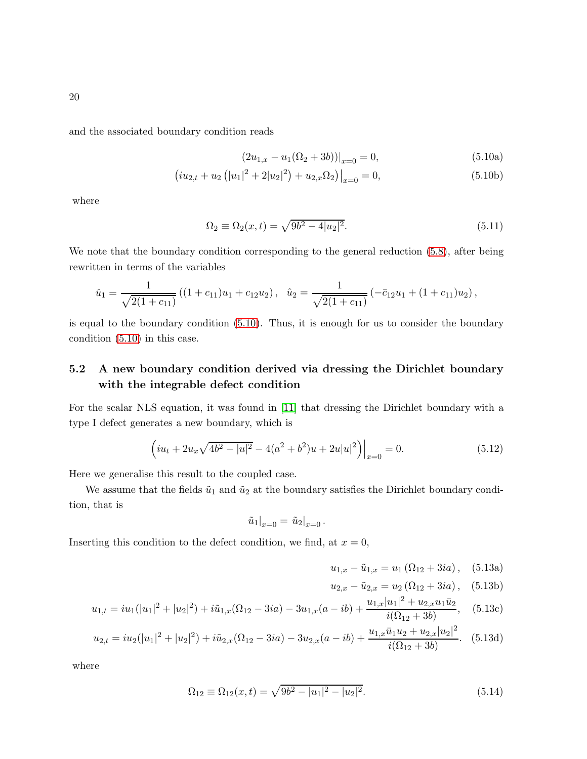and the associated boundary condition reads

$$
\left.(2u_{1,x} - u_1(\Omega_2 + 3b))\right|_{x=0} = 0, \tag{5.10a}
$$

$$
\left.\left(iu_{2,t} + u_2\left(|u_1|^2 + 2|u_2|^2\right) + u_{2,x}\Omega_2\right)\right|_{x=0} = 0, \tag{5.10b}
$$

where

$$
\Omega_2 \equiv \Omega_2(x,t) = \sqrt{9b^2 - 4|u_2|^2}. \tag{5.11}
$$

We note that the boundary condition corresponding to the general reduction (5.8), after being rewritten in terms of the variables

$$
\hat{u}_1 = \frac{1}{\sqrt{2(1+c_{11})}}\left((1+c_{11})u_1 + c_{12}u_2\right), \quad \hat{u}_2 = \frac{1}{\sqrt{2(1+c_{11})}}\left(-\bar{c}_{12}u_1 + (1+c_{11})u_2\right),
$$

is equal to the boundary condition (5.10). Thus, it is enough for us to consider the boundary condition (5.10) in this case.

## 5.2 A new boundary condition derived via dressing the Dirichlet boundary with the integrable defect condition

For the scalar NLS equation, it was found in [11] that dressing the Dirichlet boundary with a type I defect generates a new boundary, which is

$$
\left.\left(iu_t + 2u_x\sqrt{4b^2 - |u|^2} - 4(a^2+b^2)u + 2u|u|^2\right)\right|_{x=0} = 0. \tag{5.12}
$$

Here we generalise this result to the coupled case.

We assume that the fields $\tilde{u}_1$ and $\tilde{u}_2$ at the boundary satisfies the Dirichlet boundary condition, that is

$$
\tilde{u}_1|_{x=0} = \tilde{u}_2|_{x=0}.
$$

Inserting this condition to the defect condition, we find, at $x=0$,

$$
u_{1,x} - \tilde{u}_{1,x} = u_1\left(\Omega_{12} + 3ia\right), \tag{5.13a}
$$

$$
u_{2,x} - \tilde{u}_{2,x} = u_2\left(\Omega_{12} + 3ia\right), \tag{5.13b}
$$

$$
u_{1,t} = iu_1(|u_1|^2 + |u_2|^2) + i\tilde{u}_{1,x}(\Omega_{12} - 3ia) - 3u_{1,x}(a - ib) + \frac{u_{1,x}|u_1|^2 + u_{2,x}u_1\bar{u}_2}{i(\Omega_{12} + 3b)}, \tag{5.13c}
$$

$$
u_{2,t} = iu_2(|u_1|^2 + |u_2|^2) + i\tilde{u}_{2,x}(\Omega_{12} - 3ia) - 3u_{2,x}(a - ib) + \frac{u_{1,x}\bar{u}_1u_2 + u_{2,x}|u_2|^2}{i(\Omega_{12} + 3b)}. \tag{5.13d}
$$

where

$$
\Omega_{12} \equiv \Omega_{12}(x,t) = \sqrt{9b^2 - |u_1|^2 - |u_2|^2}. \tag{5.14}
$$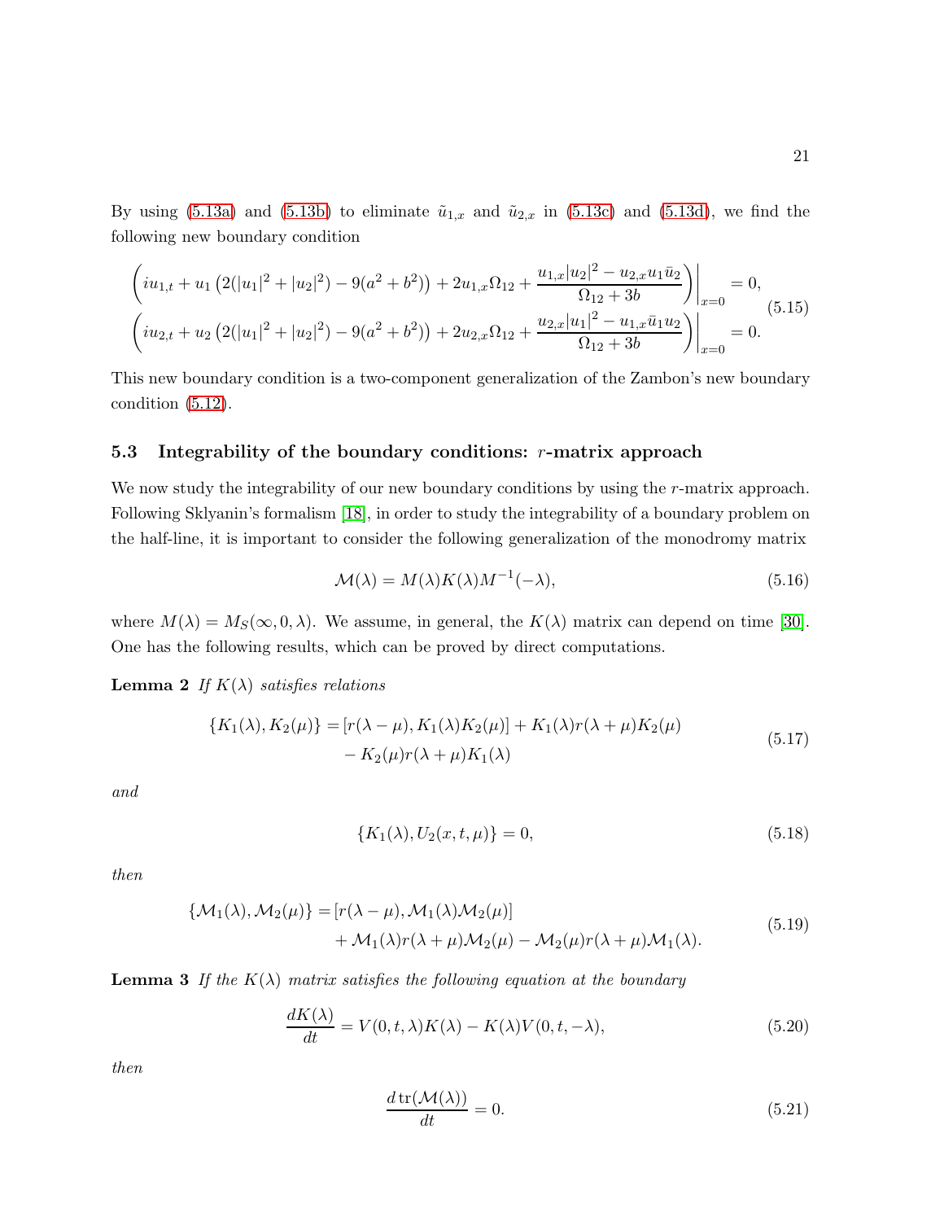By using (5.13a) and (5.13b) to eliminate $\tilde{u}_{1,x}$ and $\tilde{u}_{2,x}$ in (5.13c) and (5.13d), we find the following new boundary condition

$$
\begin{aligned}
&\left( iu_{1,t} + u_1 \left(2(|u_1|^2 + |u_2|^2) - 9(a^2+b^2)\right) + 2u_{1,x}\Omega_{12} + \frac{u_{1,x}|u_2|^2 - u_{2,x}u_1\bar{u}_2}{\Omega_{12}+3b} \right)\Bigg|_{x=0} = 0,\\
&\left( iu_{2,t} + u_2 \left(2(|u_1|^2 + |u_2|^2) - 9(a^2+b^2)\right) + 2u_{2,x}\Omega_{12} + \frac{u_{2,x}|u_1|^2 - u_{1,x}\bar{u}_1u_2}{\Omega_{12}+3b} \right)\Bigg|_{x=0} = 0.
\end{aligned}
\tag{5.15}
$$

This new boundary condition is a two-component generalization of the Zambon's new boundary condition (5.12).

### 5.3 Integrability of the boundary conditions: $r$-matrix approach

We now study the integrability of our new boundary conditions by using the $r$-matrix approach. Following Sklyanin's formalism [18], in order to study the integrability of a boundary problem on the half-line, it is important to consider the following generalization of the monodromy matrix

$$
\mathcal{M}(\lambda) = M(\lambda)K(\lambda)M^{-1}(-\lambda), \tag{5.16}
$$

where $M(\lambda) = M_S(\infty, 0, \lambda)$. We assume, in general, the $K(\lambda)$ matrix can depend on time [30]. One has the following results, which can be proved by direct computations.

**Lemma 2** *If $K(\lambda)$ satisfies relations*

$$
\begin{aligned}
\{K_1(\lambda), K_2(\mu)\} = &[r(\lambda-\mu), K_1(\lambda)K_2(\mu)] + K_1(\lambda)r(\lambda+\mu)K_2(\mu)\\
&- K_2(\mu)r(\lambda+\mu)K_1(\lambda)
\end{aligned}
\tag{5.17}
$$

*and*

$$
\{K_1(\lambda), U_2(x,t,\mu)\} = 0, \tag{5.18}
$$

*then*

$$
\begin{aligned}
\{\mathcal{M}_1(\lambda), \mathcal{M}_2(\mu)\} = &[r(\lambda-\mu), \mathcal{M}_1(\lambda)\mathcal{M}_2(\mu)]\\
&+ \mathcal{M}_1(\lambda)r(\lambda+\mu)\mathcal{M}_2(\mu) - \mathcal{M}_2(\mu)r(\lambda+\mu)\mathcal{M}_1(\lambda).
\end{aligned}
\tag{5.19}
$$

**Lemma 3** *If the $K(\lambda)$ matrix satisfies the following equation at the boundary*

$$
\frac{dK(\lambda)}{dt} = V(0,t,\lambda)K(\lambda) - K(\lambda)V(0,t,-\lambda), \tag{5.20}
$$

*then*

$$
\frac{d\,\mathrm{tr}(\mathcal{M}(\lambda))}{dt} = 0. \tag{5.21}
$$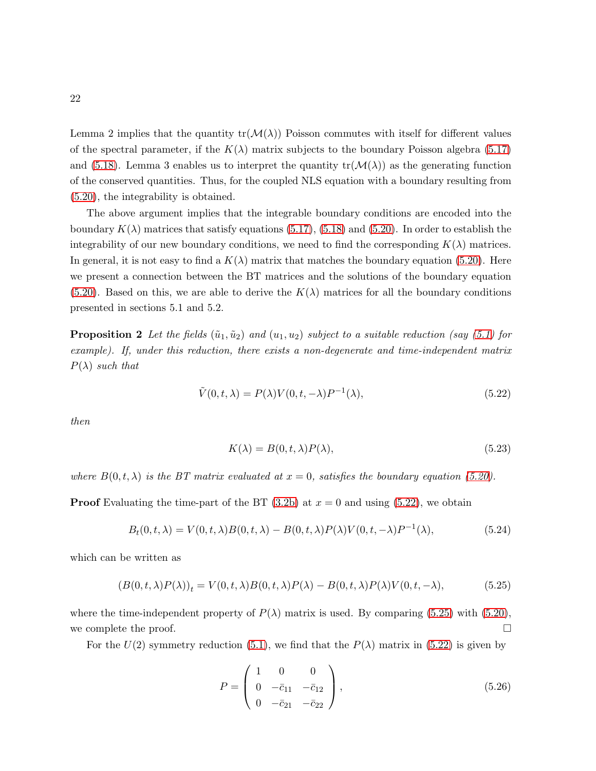Lemma 2 implies that the quantity $\mathrm{tr}(\mathcal{M}(\lambda))$ Poisson commutes with itself for different values of the spectral parameter, if the $K(\lambda)$ matrix subjects to the boundary Poisson algebra (5.17) and (5.18). Lemma 3 enables us to interpret the quantity $\mathrm{tr}(\mathcal{M}(\lambda))$ as the generating function of the conserved quantities. Thus, for the coupled NLS equation with a boundary resulting from (5.20), the integrability is obtained.

The above argument implies that the integrable boundary conditions are encoded into the boundary $K(\lambda)$ matrices that satisfy equations (5.17), (5.18) and (5.20). In order to establish the integrability of our new boundary conditions, we need to find the corresponding $K(\lambda)$ matrices. In general, it is not easy to find a $K(\lambda)$ matrix that matches the boundary equation (5.20). Here we present a connection between the BT matrices and the solutions of the boundary equation (5.20). Based on this, we are able to derive the $K(\lambda)$ matrices for all the boundary conditions presented in sections 5.1 and 5.2.

**Proposition 2** *Let the fields $(\tilde{u}_1, \tilde{u}_2)$ and $(u_1, u_2)$ subject to a suitable reduction (say (5.1) for example). If, under this reduction, there exists a non-degenerate and time-independent matrix $P(\lambda)$ such that*

$$\tilde{V}(0, t, \lambda) = P(\lambda) V(0, t, -\lambda) P^{-1}(\lambda), \tag{5.22}$$

*then*

$$K(\lambda) = B(0, t, \lambda) P(\lambda), \tag{5.23}$$

*where $B(0, t, \lambda)$ is the BT matrix evaluated at $x = 0$, satisfies the boundary equation (5.20).*

**Proof** Evaluating the time-part of the BT (3.2b) at $x = 0$ and using (5.22), we obtain

$$B_t(0, t, \lambda) = V(0, t, \lambda) B(0, t, \lambda) - B(0, t, \lambda) P(\lambda) V(0, t, -\lambda) P^{-1}(\lambda), \tag{5.24}$$

which can be written as

$$\left(B(0, t, \lambda) P(\lambda)\right)_t = V(0, t, \lambda) B(0, t, \lambda) P(\lambda) - B(0, t, \lambda) P(\lambda) V(0, t, -\lambda), \tag{5.25}$$

where the time-independent property of $P(\lambda)$ matrix is used. By comparing (5.25) with (5.20), we complete the proof. $\square$

For the $U(2)$ symmetry reduction (5.1), we find that the $P(\lambda)$ matrix in (5.22) is given by

$$P = \begin{pmatrix} 1 & 0 & 0 \\ 0 & -\bar{c}_{11} & -\bar{c}_{12} \\ 0 & -\bar{c}_{21} & -\bar{c}_{22} \end{pmatrix}, \tag{5.26}$$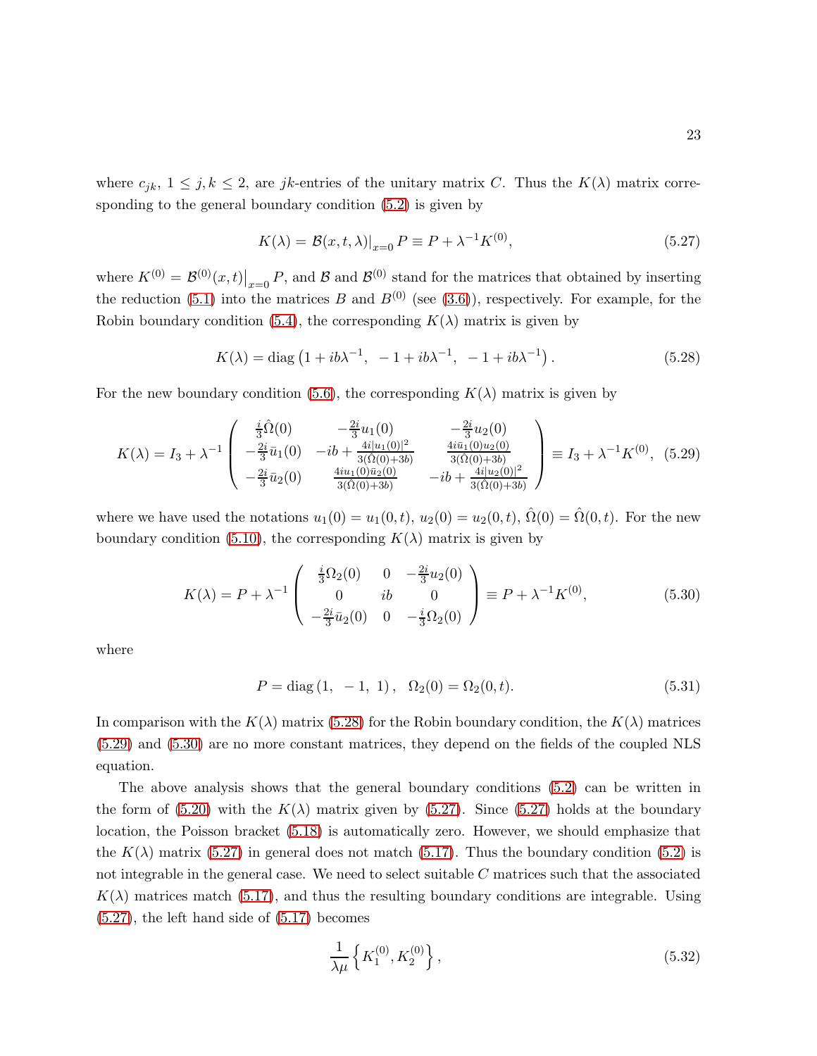where $c_{jk}$, $1 \leq j, k \leq 2$, are $jk$-entries of the unitary matrix $C$. Thus the $K(\lambda)$ matrix corresponding to the general boundary condition (5.2) is given by

$$K(\lambda) = \mathcal{B}(x,t,\lambda)\big|_{x=0} P \equiv P + \lambda^{-1} K^{(0)}, \tag{5.27}$$

where $K^{(0)} = \mathcal{B}^{(0)}(x,t)\big|_{x=0} P$, and $\mathcal{B}$ and $\mathcal{B}^{(0)}$ stand for the matrices that obtained by inserting the reduction (5.1) into the matrices $B$ and $B^{(0)}$ (see (3.6)), respectively. For example, for the Robin boundary condition (5.4), the corresponding $K(\lambda)$ matrix is given by

$$K(\lambda) = \operatorname{diag}\left(1 + ib\lambda^{-1},\ -1 + ib\lambda^{-1},\ -1 + ib\lambda^{-1}\right). \tag{5.28}$$

For the new boundary condition (5.6), the corresponding $K(\lambda)$ matrix is given by

$$K(\lambda) = I_3 + \lambda^{-1} \begin{pmatrix} \frac{i}{3}\hat{\Omega}(0) & -\frac{2i}{3}u_1(0) & -\frac{2i}{3}u_2(0) \\ -\frac{2i}{3}\bar{u}_1(0) & -ib + \frac{4i|u_1(0)|^2}{3(\hat{\Omega}(0)+3b)} & \frac{4i\bar{u}_1(0)u_2(0)}{3(\hat{\Omega}(0)+3b)} \\ -\frac{2i}{3}\bar{u}_2(0) & \frac{4iu_1(0)\bar{u}_2(0)}{3(\hat{\Omega}(0)+3b)} & -ib + \frac{4i|u_2(0)|^2}{3(\hat{\Omega}(0)+3b)} \end{pmatrix} \equiv I_3 + \lambda^{-1} K^{(0)}, \tag{5.29}$$

where we have used the notations $u_1(0) = u_1(0,t)$, $u_2(0) = u_2(0,t)$, $\hat{\Omega}(0) = \hat{\Omega}(0,t)$. For the new boundary condition (5.10), the corresponding $K(\lambda)$ matrix is given by

$$K(\lambda) = P + \lambda^{-1} \begin{pmatrix} \frac{i}{3}\Omega_2(0) & 0 & -\frac{2i}{3}u_2(0) \\ 0 & ib & 0 \\ -\frac{2i}{3}\bar{u}_2(0) & 0 & -\frac{i}{3}\Omega_2(0) \end{pmatrix} \equiv P + \lambda^{-1} K^{(0)}, \tag{5.30}$$

where

$$P = \operatorname{diag}(1,\ -1,\ 1), \quad \Omega_2(0) = \Omega_2(0,t). \tag{5.31}$$

In comparison with the $K(\lambda)$ matrix (5.28) for the Robin boundary condition, the $K(\lambda)$ matrices (5.29) and (5.30) are no more constant matrices, they depend on the fields of the coupled NLS equation.

The above analysis shows that the general boundary conditions (5.2) can be written in the form of (5.20) with the $K(\lambda)$ matrix given by (5.27). Since (5.27) holds at the boundary location, the Poisson bracket (5.18) is automatically zero. However, we should emphasize that the $K(\lambda)$ matrix (5.27) in general does not match (5.17). Thus the boundary condition (5.2) is not integrable in the general case. We need to select suitable $C$ matrices such that the associated $K(\lambda)$ matrices match (5.17), and thus the resulting boundary conditions are integrable. Using (5.27), the left hand side of (5.17) becomes

$$\frac{1}{\lambda\mu}\left\{K_1^{(0)}, K_2^{(0)}\right\}, \tag{5.32}$$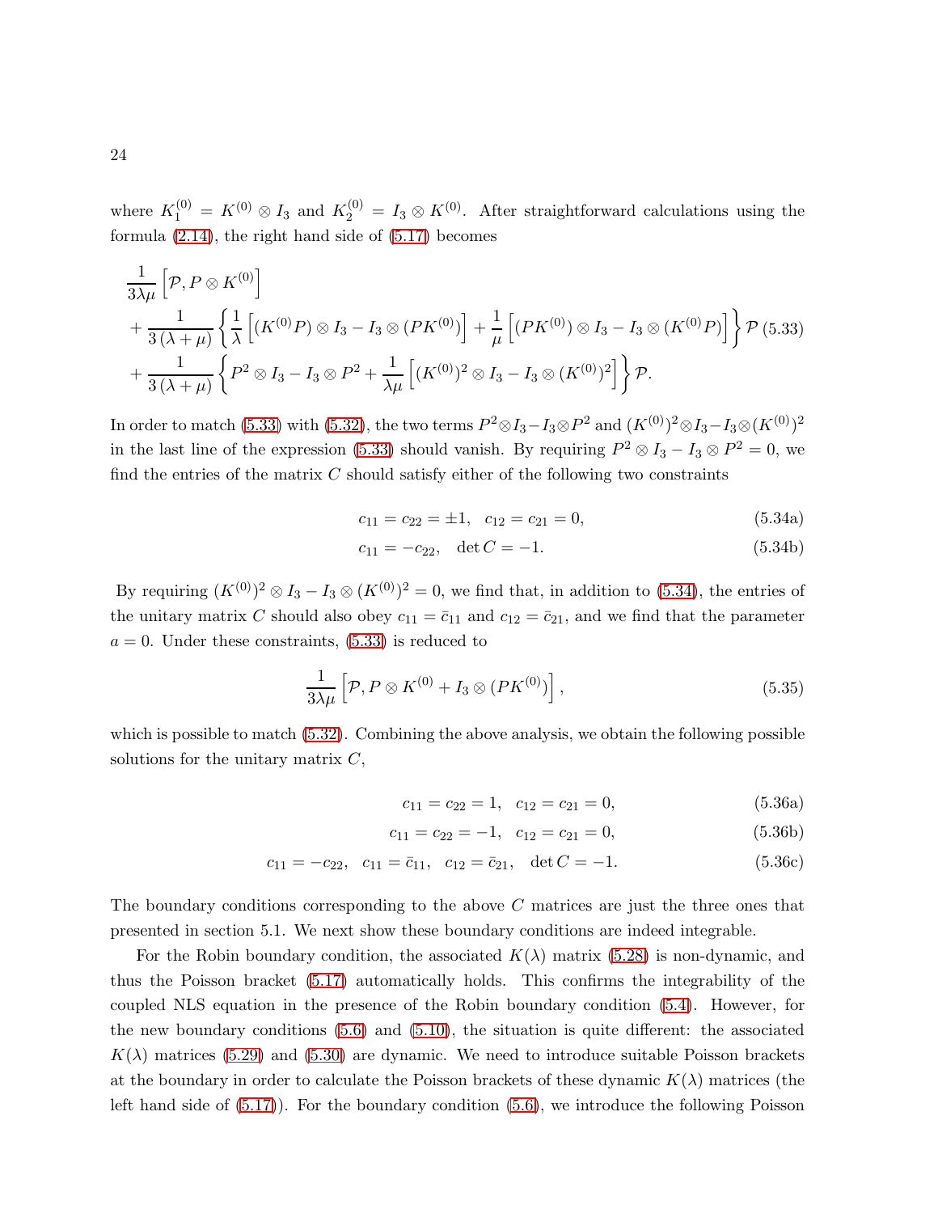where $K_1^{(0)} = K^{(0)} \otimes I_3$ and $K_2^{(0)} = I_3 \otimes K^{(0)}$. After straightforward calculations using the formula (2.14), the right hand side of (5.17) becomes

$$
\begin{aligned}
&\frac{1}{3\lambda\mu}\left[\mathcal{P}, P \otimes K^{(0)}\right] \\
&+ \frac{1}{3(\lambda+\mu)}\left\{\frac{1}{\lambda}\left[(K^{(0)}P)\otimes I_3 - I_3 \otimes (PK^{(0)})\right] + \frac{1}{\mu}\left[(PK^{(0)})\otimes I_3 - I_3 \otimes (K^{(0)}P)\right]\right\}\mathcal{P} \\
&+ \frac{1}{3(\lambda+\mu)}\left\{P^2 \otimes I_3 - I_3 \otimes P^2 + \frac{1}{\lambda\mu}\left[(K^{(0)})^2 \otimes I_3 - I_3 \otimes (K^{(0)})^2\right]\right\}\mathcal{P}.
\end{aligned}
\tag{5.33}
$$

In order to match (5.33) with (5.32), the two terms $P^2 \otimes I_3 - I_3 \otimes P^2$ and $(K^{(0)})^2 \otimes I_3 - I_3 \otimes (K^{(0)})^2$ in the last line of the expression (5.33) should vanish. By requiring $P^2 \otimes I_3 - I_3 \otimes P^2 = 0$, we find the entries of the matrix $C$ should satisfy either of the following two constraints

$$c_{11} = c_{22} = \pm 1, \quad c_{12} = c_{21} = 0, \tag{5.34a}$$

$$c_{11} = -c_{22}, \quad \det C = -1. \tag{5.34b}$$

By requiring $(K^{(0)})^2 \otimes I_3 - I_3 \otimes (K^{(0)})^2 = 0$, we find that, in addition to (5.34), the entries of the unitary matrix $C$ should also obey $c_{11} = \bar{c}_{11}$ and $c_{12} = \bar{c}_{21}$, and we find that the parameter $a = 0$. Under these constraints, (5.33) is reduced to

$$\frac{1}{3\lambda\mu}\left[\mathcal{P}, P \otimes K^{(0)} + I_3 \otimes (PK^{(0)})\right], \tag{5.35}$$

which is possible to match (5.32). Combining the above analysis, we obtain the following possible solutions for the unitary matrix $C$,

$$c_{11} = c_{22} = 1, \quad c_{12} = c_{21} = 0, \tag{5.36a}$$

$$c_{11} = c_{22} = -1, \quad c_{12} = c_{21} = 0, \tag{5.36b}$$

$$c_{11} = -c_{22}, \quad c_{11} = \bar{c}_{11}, \quad c_{12} = \bar{c}_{21}, \quad \det C = -1. \tag{5.36c}$$

The boundary conditions corresponding to the above $C$ matrices are just the three ones that presented in section 5.1. We next show these boundary conditions are indeed integrable.

For the Robin boundary condition, the associated $K(\lambda)$ matrix (5.28) is non-dynamic, and thus the Poisson bracket (5.17) automatically holds. This confirms the integrability of the coupled NLS equation in the presence of the Robin boundary condition (5.4). However, for the new boundary conditions (5.6) and (5.10), the situation is quite different: the associated $K(\lambda)$ matrices (5.29) and (5.30) are dynamic. We need to introduce suitable Poisson brackets at the boundary in order to calculate the Poisson brackets of these dynamic $K(\lambda)$ matrices (the left hand side of (5.17)). For the boundary condition (5.6), we introduce the following Poisson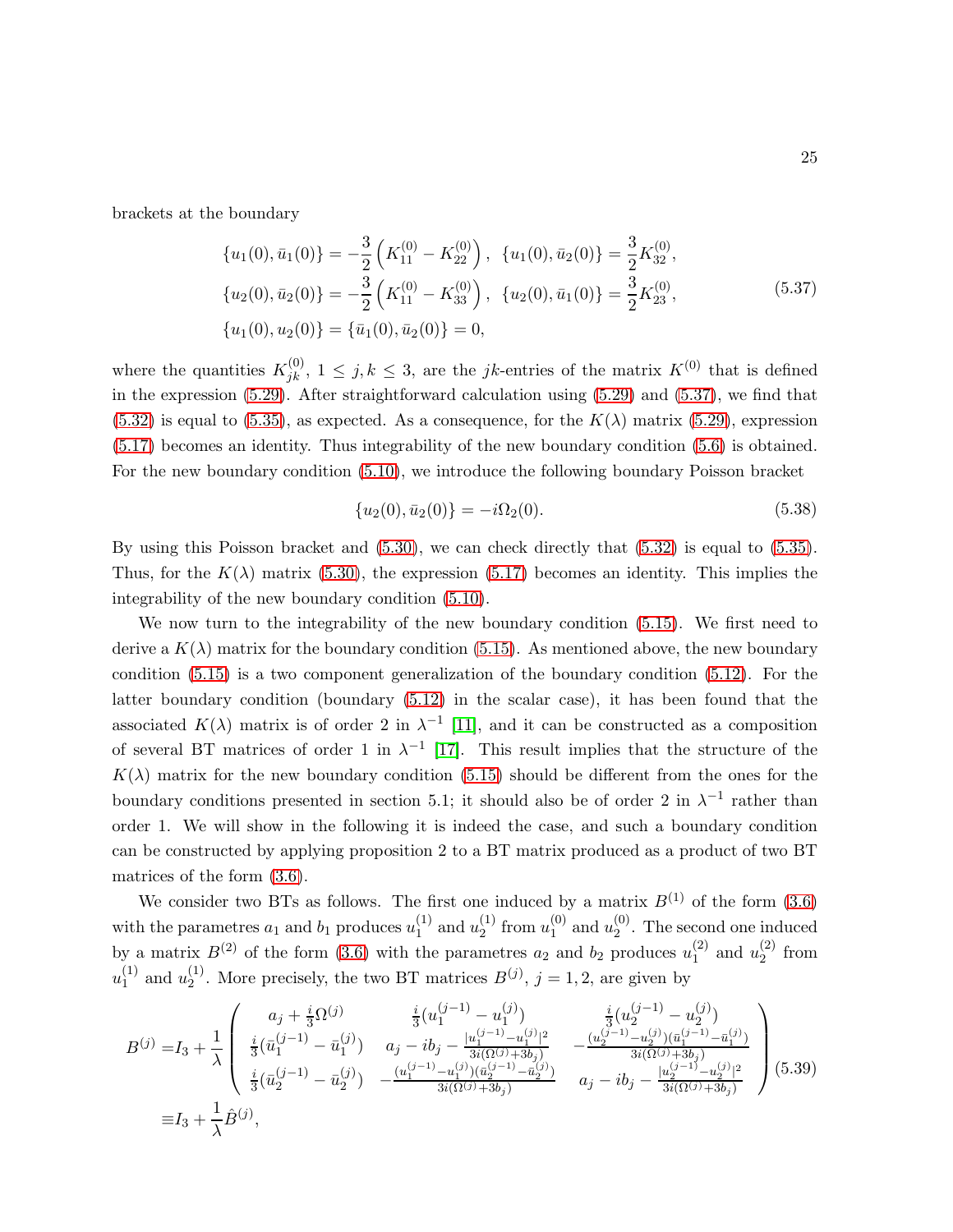brackets at the boundary

$$
\begin{aligned}
&\{u_1(0),\bar{u}_1(0)\} = -\frac{3}{2}\left(K_{11}^{(0)} - K_{22}^{(0)}\right),\ \ \{u_1(0),\bar{u}_2(0)\} = \frac{3}{2}K_{32}^{(0)},\\
&\{u_2(0),\bar{u}_2(0)\} = -\frac{3}{2}\left(K_{11}^{(0)} - K_{33}^{(0)}\right),\ \ \{u_2(0),\bar{u}_1(0)\} = \frac{3}{2}K_{23}^{(0)},\\
&\{u_1(0),u_2(0)\} = \{\bar{u}_1(0),\bar{u}_2(0)\} = 0,
\end{aligned}
\tag{5.37}
$$

where the quantities $K_{jk}^{(0)}$, $1 \le j,k \le 3$, are the $jk$-entries of the matrix $K^{(0)}$ that is defined in the expression (5.29). After straightforward calculation using (5.29) and (5.37), we find that (5.32) is equal to (5.35), as expected. As a consequence, for the $K(\lambda)$ matrix (5.29), expression (5.17) becomes an identity. Thus integrability of the new boundary condition (5.6) is obtained. For the new boundary condition (5.10), we introduce the following boundary Poisson bracket

$$
\{u_2(0),\bar{u}_2(0)\} = -i\Omega_2(0). \tag{5.38}
$$

By using this Poisson bracket and (5.30), we can check directly that (5.32) is equal to (5.35). Thus, for the $K(\lambda)$ matrix (5.30), the expression (5.17) becomes an identity. This implies the integrability of the new boundary condition (5.10).

We now turn to the integrability of the new boundary condition (5.15). We first need to derive a $K(\lambda)$ matrix for the boundary condition (5.15). As mentioned above, the new boundary condition (5.15) is a two component generalization of the boundary condition (5.12). For the latter boundary condition (boundary (5.12) in the scalar case), it has been found that the associated $K(\lambda)$ matrix is of order 2 in $\lambda^{-1}$ [11], and it can be constructed as a composition of several BT matrices of order 1 in $\lambda^{-1}$ [17]. This result implies that the structure of the $K(\lambda)$ matrix for the new boundary condition (5.15) should be different from the ones for the boundary conditions presented in section 5.1; it should also be of order 2 in $\lambda^{-1}$ rather than order 1. We will show in the following it is indeed the case, and such a boundary condition can be constructed by applying proposition 2 to a BT matrix produced as a product of two BT matrices of the form (3.6).

We consider two BTs as follows. The first one induced by a matrix $B^{(1)}$ of the form (3.6) with the parametres $a_1$ and $b_1$ produces $u_1^{(1)}$ and $u_2^{(1)}$ from $u_1^{(0)}$ and $u_2^{(0)}$. The second one induced by a matrix $B^{(2)}$ of the form (3.6) with the parametres $a_2$ and $b_2$ produces $u_1^{(2)}$ and $u_2^{(2)}$ from $u_1^{(1)}$ and $u_2^{(1)}$. More precisely, the two BT matrices $B^{(j)}$, $j=1,2$, are given by

$$
\begin{aligned}
B^{(j)} =& I_3 + \frac{1}{\lambda}\begin{pmatrix}
a_j + \frac{i}{3}\Omega^{(j)} & \frac{i}{3}(u_1^{(j-1)} - u_1^{(j)}) & \frac{i}{3}(u_2^{(j-1)} - u_2^{(j)}) \\
\frac{i}{3}(\bar{u}_1^{(j-1)} - \bar{u}_1^{(j)}) & a_j - ib_j - \frac{|u_1^{(j-1)} - u_1^{(j)}|^2}{3i(\Omega^{(j)}+3b_j)} & -\frac{(u_2^{(j-1)} - u_2^{(j)})(\bar{u}_1^{(j-1)} - \bar{u}_1^{(j)})}{3i(\Omega^{(j)}+3b_j)} \\
\frac{i}{3}(\bar{u}_2^{(j-1)} - \bar{u}_2^{(j)}) & -\frac{(u_1^{(j-1)} - u_1^{(j)})(\bar{u}_2^{(j-1)} - \bar{u}_2^{(j)})}{3i(\Omega^{(j)}+3b_j)} & a_j - ib_j - \frac{|u_2^{(j-1)} - u_2^{(j)}|^2}{3i(\Omega^{(j)}+3b_j)}
\end{pmatrix} \\
\equiv& I_3 + \frac{1}{\lambda}\hat{B}^{(j)},
\end{aligned}
\tag{5.39}
$$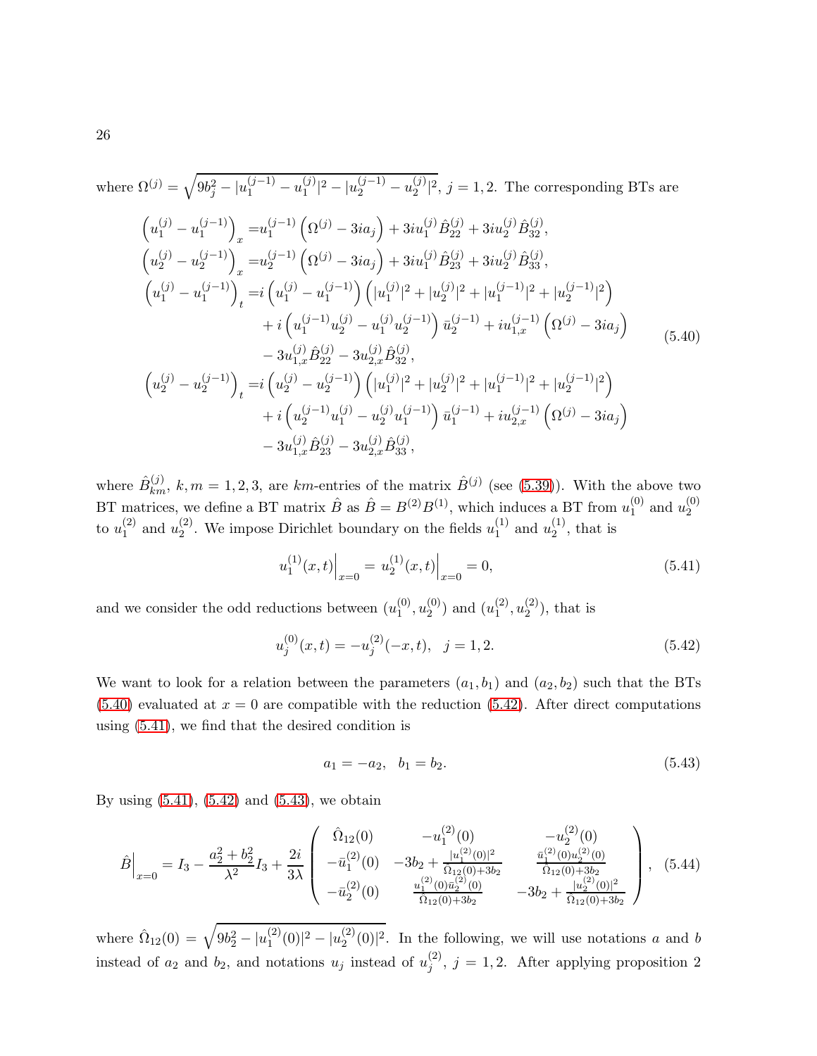where $\Omega^{(j)} = \sqrt{9b_j^2 - |u_1^{(j-1)} - u_1^{(j)}|^2 - |u_2^{(j-1)} - u_2^{(j)}|^2}$, $j = 1, 2$. The corresponding BTs are

$$
\begin{aligned}
\left(u_1^{(j)} - u_1^{(j-1)}\right)_x =& u_1^{(j-1)}\left(\Omega^{(j)} - 3ia_j\right) + 3iu_1^{(j)}\hat{B}_{22}^{(j)} + 3iu_2^{(j)}\hat{B}_{32}^{(j)},\\
\left(u_2^{(j)} - u_2^{(j-1)}\right)_x =& u_2^{(j-1)}\left(\Omega^{(j)} - 3ia_j\right) + 3iu_1^{(j)}\hat{B}_{23}^{(j)} + 3iu_2^{(j)}\hat{B}_{33}^{(j)},\\
\left(u_1^{(j)} - u_1^{(j-1)}\right)_t =& i\left(u_1^{(j)} - u_1^{(j-1)}\right)\left(|u_1^{(j)}|^2 + |u_2^{(j)}|^2 + |u_1^{(j-1)}|^2 + |u_2^{(j-1)}|^2\right)\\
&+ i\left(u_1^{(j-1)}u_2^{(j)} - u_1^{(j)}u_2^{(j-1)}\right)\bar{u}_2^{(j-1)} + iu_{1,x}^{(j-1)}\left(\Omega^{(j)} - 3ia_j\right)\\
&- 3u_{1,x}^{(j)}\hat{B}_{22}^{(j)} - 3u_{2,x}^{(j)}\hat{B}_{32}^{(j)},\\
\left(u_2^{(j)} - u_2^{(j-1)}\right)_t =& i\left(u_2^{(j)} - u_2^{(j-1)}\right)\left(|u_1^{(j)}|^2 + |u_2^{(j)}|^2 + |u_1^{(j-1)}|^2 + |u_2^{(j-1)}|^2\right)\\
&+ i\left(u_2^{(j-1)}u_1^{(j)} - u_2^{(j)}u_1^{(j-1)}\right)\bar{u}_1^{(j-1)} + iu_{2,x}^{(j-1)}\left(\Omega^{(j)} - 3ia_j\right)\\
&- 3u_{1,x}^{(j)}\hat{B}_{23}^{(j)} - 3u_{2,x}^{(j)}\hat{B}_{33}^{(j)},
\end{aligned}
\tag{5.40}
$$

where $\hat{B}_{km}^{(j)}$, $k, m = 1, 2, 3$, are $km$-entries of the matrix $\hat{B}^{(j)}$ (see (5.39)). With the above two BT matrices, we define a BT matrix $\hat{B}$ as $\hat{B} = B^{(2)}B^{(1)}$, which induces a BT from $u_1^{(0)}$ and $u_2^{(0)}$ to $u_1^{(2)}$ and $u_2^{(2)}$. We impose Dirichlet boundary on the fields $u_1^{(1)}$ and $u_2^{(1)}$, that is

$$
u_1^{(1)}(x,t)\Big|_{x=0} = u_2^{(1)}(x,t)\Big|_{x=0} = 0, \tag{5.41}
$$

and we consider the odd reductions between $(u_1^{(0)}, u_2^{(0)})$ and $(u_1^{(2)}, u_2^{(2)})$, that is

$$
u_j^{(0)}(x,t) = -u_j^{(2)}(-x,t), \quad j = 1, 2. \tag{5.42}
$$

We want to look for a relation between the parameters $(a_1, b_1)$ and $(a_2, b_2)$ such that the BTs (5.40) evaluated at $x = 0$ are compatible with the reduction (5.42). After direct computations using (5.41), we find that the desired condition is

$$
a_1 = -a_2, \quad b_1 = b_2. \tag{5.43}
$$

By using (5.41), (5.42) and (5.43), we obtain

$$
\hat{B}\Big|_{x=0} = I_3 - \frac{a_2^2 + b_2^2}{\lambda^2}I_3 + \frac{2i}{3\lambda}\begin{pmatrix} \hat{\Omega}_{12}(0) & -u_1^{(2)}(0) & -u_2^{(2)}(0)\\ -\bar{u}_1^{(2)}(0) & -3b_2 + \frac{|u_1^{(2)}(0)|^2}{\hat{\Omega}_{12}(0)+3b_2} & \frac{\bar{u}_1^{(2)}(0)u_2^{(2)}(0)}{\hat{\Omega}_{12}(0)+3b_2}\\ -\bar{u}_2^{(2)}(0) & \frac{u_1^{(2)}(0)\bar{u}_2^{(2)}(0)}{\hat{\Omega}_{12}(0)+3b_2} & -3b_2 + \frac{|u_2^{(2)}(0)|^2}{\hat{\Omega}_{12}(0)+3b_2} \end{pmatrix}, \tag{5.44}
$$

where $\hat{\Omega}_{12}(0) = \sqrt{9b_2^2 - |u_1^{(2)}(0)|^2 - |u_2^{(2)}(0)|^2}$. In the following, we will use notations $a$ and $b$ instead of $a_2$ and $b_2$, and notations $u_j$ instead of $u_j^{(2)}$, $j = 1, 2$. After applying proposition 2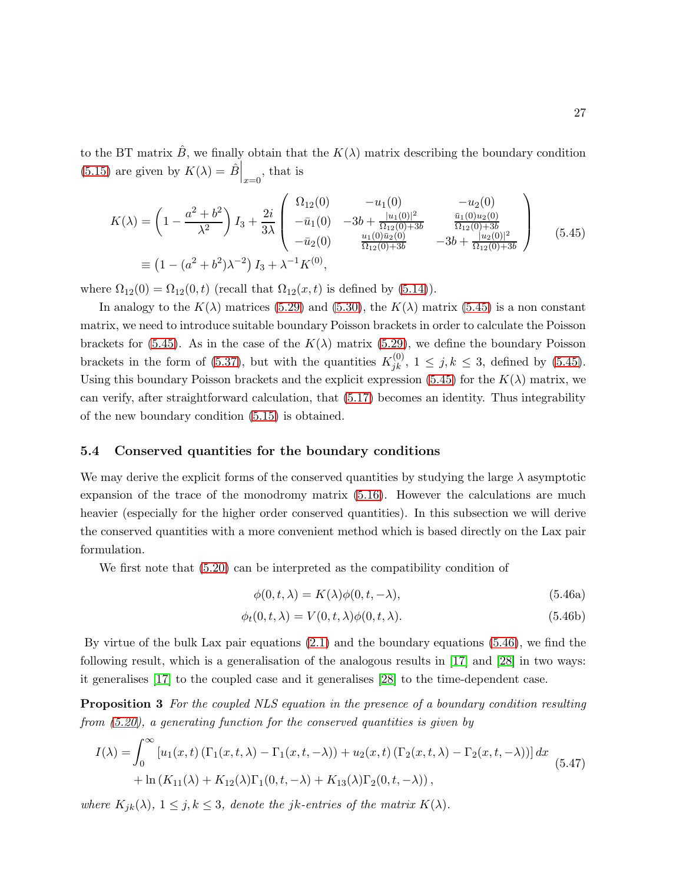to the BT matrix $\hat{B}$, we finally obtain that the $K(\lambda)$ matrix describing the boundary condition (5.15) are given by $K(\lambda) = \hat{B}\Big|_{x=0}$, that is

$$
\begin{aligned}
K(\lambda) &= \left(1 - \frac{a^2+b^2}{\lambda^2}\right) I_3 + \frac{2i}{3\lambda} \begin{pmatrix} \Omega_{12}(0) & -u_1(0) & -u_2(0) \\ -\bar{u}_1(0) & -3b + \frac{|u_1(0)|^2}{\Omega_{12}(0)+3b} & \frac{\bar{u}_1(0)u_2(0)}{\Omega_{12}(0)+3b} \\ -\bar{u}_2(0) & \frac{u_1(0)\bar{u}_2(0)}{\Omega_{12}(0)+3b} & -3b + \frac{|u_2(0)|^2}{\Omega_{12}(0)+3b} \end{pmatrix} \\
&\equiv \left(1 - (a^2+b^2)\lambda^{-2}\right) I_3 + \lambda^{-1} K^{(0)},
\end{aligned}
\tag{5.45}
$$

where $\Omega_{12}(0) = \Omega_{12}(0,t)$ (recall that $\Omega_{12}(x,t)$ is defined by (5.14)).

In analogy to the $K(\lambda)$ matrices (5.29) and (5.30), the $K(\lambda)$ matrix (5.45) is a non constant matrix, we need to introduce suitable boundary Poisson brackets in order to calculate the Poisson brackets for (5.45). As in the case of the $K(\lambda)$ matrix (5.29), we define the boundary Poisson brackets in the form of (5.37), but with the quantities $K_{jk}^{(0)}$, $1 \le j,k \le 3$, defined by (5.45). Using this boundary Poisson brackets and the explicit expression (5.45) for the $K(\lambda)$ matrix, we can verify, after straightforward calculation, that (5.17) becomes an identity. Thus integrability of the new boundary condition (5.15) is obtained.

### 5.4 Conserved quantities for the boundary conditions

We may derive the explicit forms of the conserved quantities by studying the large $\lambda$ asymptotic expansion of the trace of the monodromy matrix (5.16). However the calculations are much heavier (especially for the higher order conserved quantities). In this subsection we will derive the conserved quantities with a more convenient method which is based directly on the Lax pair formulation.

We first note that (5.20) can be interpreted as the compatibility condition of

$$\phi(0,t,\lambda) = K(\lambda)\phi(0,t,-\lambda), \tag{5.46a}$$

$$\phi_t(0,t,\lambda) = V(0,t,\lambda)\phi(0,t,\lambda). \tag{5.46b}$$

By virtue of the bulk Lax pair equations (2.1) and the boundary equations (5.46), we find the following result, which is a generalisation of the analogous results in [17] and [28] in two ways: it generalises [17] to the coupled case and it generalises [28] to the time-dependent case.

**Proposition 3** *For the coupled NLS equation in the presence of a boundary condition resulting from (5.20), a generating function for the conserved quantities is given by*

$$
\begin{aligned}
I(\lambda) = &\int_0^\infty \left[u_1(x,t)\left(\Gamma_1(x,t,\lambda) - \Gamma_1(x,t,-\lambda)\right) + u_2(x,t)\left(\Gamma_2(x,t,\lambda) - \Gamma_2(x,t,-\lambda)\right)\right] dx \\
&+ \ln\left(K_{11}(\lambda) + K_{12}(\lambda)\Gamma_1(0,t,-\lambda) + K_{13}(\lambda)\Gamma_2(0,t,-\lambda)\right),
\end{aligned}
\tag{5.47}
$$

*where $K_{jk}(\lambda)$, $1 \le j,k \le 3$, denote the $jk$-entries of the matrix $K(\lambda)$.*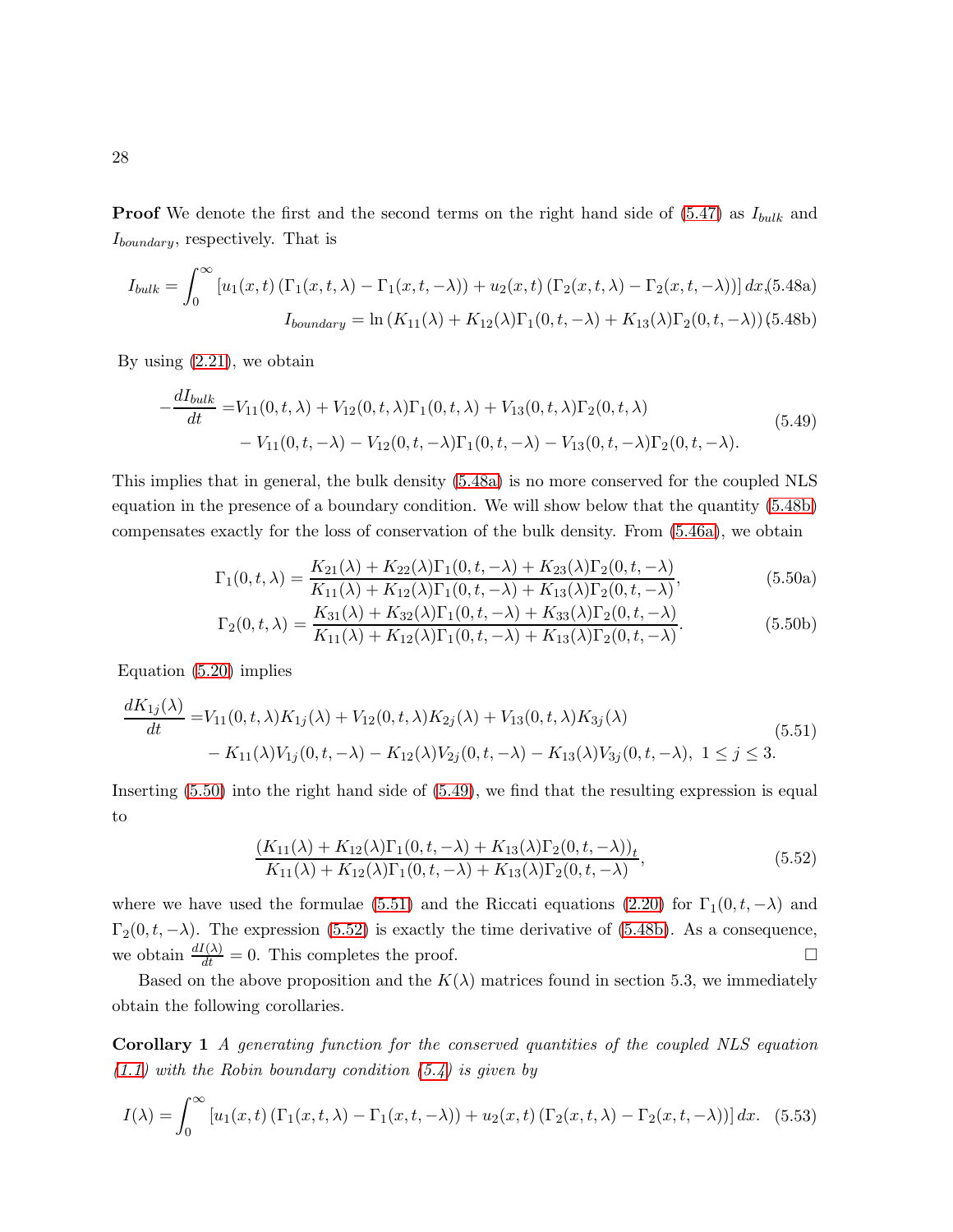**Proof** We denote the first and the second terms on the right hand side of (5.47) as $I_{bulk}$ and $I_{boundary}$, respectively. That is

$$I_{bulk} = \int_0^\infty \left[u_1(x,t)\left(\Gamma_1(x,t,\lambda) - \Gamma_1(x,t,-\lambda)\right) + u_2(x,t)\left(\Gamma_2(x,t,\lambda) - \Gamma_2(x,t,-\lambda)\right)\right] dx, \tag{5.48a}$$

$$I_{boundary} = \ln\left(K_{11}(\lambda) + K_{12}(\lambda)\Gamma_1(0,t,-\lambda) + K_{13}(\lambda)\Gamma_2(0,t,-\lambda)\right). \tag{5.48b}$$

By using (2.21), we obtain

$$\begin{aligned} -\frac{dI_{bulk}}{dt} =& V_{11}(0,t,\lambda) + V_{12}(0,t,\lambda)\Gamma_1(0,t,\lambda) + V_{13}(0,t,\lambda)\Gamma_2(0,t,\lambda) \\ &- V_{11}(0,t,-\lambda) - V_{12}(0,t,-\lambda)\Gamma_1(0,t,-\lambda) - V_{13}(0,t,-\lambda)\Gamma_2(0,t,-\lambda). \end{aligned} \tag{5.49}$$

This implies that in general, the bulk density (5.48a) is no more conserved for the coupled NLS equation in the presence of a boundary condition. We will show below that the quantity (5.48b) compensates exactly for the loss of conservation of the bulk density. From (5.46a), we obtain

$$\Gamma_1(0,t,\lambda) = \frac{K_{21}(\lambda) + K_{22}(\lambda)\Gamma_1(0,t,-\lambda) + K_{23}(\lambda)\Gamma_2(0,t,-\lambda)}{K_{11}(\lambda) + K_{12}(\lambda)\Gamma_1(0,t,-\lambda) + K_{13}(\lambda)\Gamma_2(0,t,-\lambda)}, \tag{5.50a}$$

$$\Gamma_2(0,t,\lambda) = \frac{K_{31}(\lambda) + K_{32}(\lambda)\Gamma_1(0,t,-\lambda) + K_{33}(\lambda)\Gamma_2(0,t,-\lambda)}{K_{11}(\lambda) + K_{12}(\lambda)\Gamma_1(0,t,-\lambda) + K_{13}(\lambda)\Gamma_2(0,t,-\lambda)}. \tag{5.50b}$$

Equation (5.20) implies

$$\begin{aligned} \frac{dK_{1j}(\lambda)}{dt} =& V_{11}(0,t,\lambda)K_{1j}(\lambda) + V_{12}(0,t,\lambda)K_{2j}(\lambda) + V_{13}(0,t,\lambda)K_{3j}(\lambda) \\ &- K_{11}(\lambda)V_{1j}(0,t,-\lambda) - K_{12}(\lambda)V_{2j}(0,t,-\lambda) - K_{13}(\lambda)V_{3j}(0,t,-\lambda),\ 1 \le j \le 3. \end{aligned} \tag{5.51}$$

Inserting (5.50) into the right hand side of (5.49), we find that the resulting expression is equal to

$$\frac{\left(K_{11}(\lambda) + K_{12}(\lambda)\Gamma_1(0,t,-\lambda) + K_{13}(\lambda)\Gamma_2(0,t,-\lambda)\right)_t}{K_{11}(\lambda) + K_{12}(\lambda)\Gamma_1(0,t,-\lambda) + K_{13}(\lambda)\Gamma_2(0,t,-\lambda)}, \tag{5.52}$$

where we have used the formulae (5.51) and the Riccati equations (2.20) for $\Gamma_1(0,t,-\lambda)$ and $\Gamma_2(0,t,-\lambda)$. The expression (5.52) is exactly the time derivative of (5.48b). As a consequence, we obtain $\frac{dI(\lambda)}{dt} = 0$. This completes the proof. □

Based on the above proposition and the $K(\lambda)$ matrices found in section 5.3, we immediately obtain the following corollaries.

**Corollary 1** *A generating function for the conserved quantities of the coupled NLS equation (1.1) with the Robin boundary condition (5.4) is given by*

$$I(\lambda) = \int_0^\infty \left[u_1(x,t)\left(\Gamma_1(x,t,\lambda) - \Gamma_1(x,t,-\lambda)\right) + u_2(x,t)\left(\Gamma_2(x,t,\lambda) - \Gamma_2(x,t,-\lambda)\right)\right] dx. \tag{5.53}$$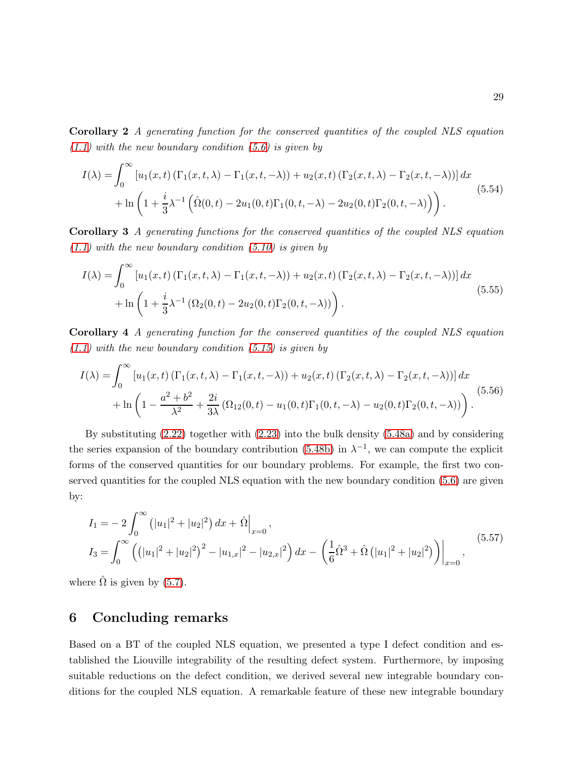**Corollary 2** *A generating function for the conserved quantities of the coupled NLS equation (1.1) with the new boundary condition (5.6) is given by*

$$
\begin{aligned}
I(\lambda) =& \int_0^\infty \left[u_1(x,t)\left(\Gamma_1(x,t,\lambda) - \Gamma_1(x,t,-\lambda)\right) + u_2(x,t)\left(\Gamma_2(x,t,\lambda) - \Gamma_2(x,t,-\lambda)\right)\right] dx \\
&+ \ln\left(1 + \frac{i}{3}\lambda^{-1}\left(\hat{\Omega}(0,t) - 2u_1(0,t)\Gamma_1(0,t,-\lambda) - 2u_2(0,t)\Gamma_2(0,t,-\lambda)\right)\right).
\end{aligned}
\tag{5.54}
$$

**Corollary 3** *A generating functions for the conserved quantities of the coupled NLS equation (1.1) with the new boundary condition (5.10) is given by*

$$
\begin{aligned}
I(\lambda) =& \int_0^\infty \left[u_1(x,t)\left(\Gamma_1(x,t,\lambda) - \Gamma_1(x,t,-\lambda)\right) + u_2(x,t)\left(\Gamma_2(x,t,\lambda) - \Gamma_2(x,t,-\lambda)\right)\right] dx \\
&+ \ln\left(1 + \frac{i}{3}\lambda^{-1}\left(\Omega_2(0,t) - 2u_2(0,t)\Gamma_2(0,t,-\lambda)\right)\right).
\end{aligned}
\tag{5.55}
$$

**Corollary 4** *A generating function for the conserved quantities of the coupled NLS equation (1.1) with the new boundary condition (5.15) is given by*

$$
\begin{aligned}
I(\lambda) =& \int_0^\infty \left[u_1(x,t)\left(\Gamma_1(x,t,\lambda) - \Gamma_1(x,t,-\lambda)\right) + u_2(x,t)\left(\Gamma_2(x,t,\lambda) - \Gamma_2(x,t,-\lambda)\right)\right] dx \\
&+ \ln\left(1 - \frac{a^2+b^2}{\lambda^2} + \frac{2i}{3\lambda}\left(\Omega_{12}(0,t) - u_1(0,t)\Gamma_1(0,t,-\lambda) - u_2(0,t)\Gamma_2(0,t,-\lambda)\right)\right).
\end{aligned}
\tag{5.56}
$$

By substituting (2.22) together with (2.23) into the bulk density (5.48a) and by considering the series expansion of the boundary contribution (5.48b) in $\lambda^{-1}$, we can compute the explicit forms of the conserved quantities for our boundary problems. For example, the first two conserved quantities for the coupled NLS equation with the new boundary condition (5.6) are given by:

$$
\begin{aligned}
I_1 =& -2\int_0^\infty \left(|u_1|^2 + |u_2|^2\right) dx + \hat{\Omega}\Big|_{x=0}, \\
I_3 =& \int_0^\infty \left(\left(|u_1|^2 + |u_2|^2\right)^2 - |u_{1,x}|^2 - |u_{2,x}|^2\right) dx - \left(\frac{1}{6}\hat{\Omega}^3 + \hat{\Omega}\left(|u_1|^2 + |u_2|^2\right)\right)\Big|_{x=0},
\end{aligned}
\tag{5.57}
$$

where $\hat{\Omega}$ is given by (5.7).

## 6 Concluding remarks

Based on a BT of the coupled NLS equation, we presented a type I defect condition and established the Liouville integrability of the resulting defect system. Furthermore, by imposing suitable reductions on the defect condition, we derived several new integrable boundary conditions for the coupled NLS equation. A remarkable feature of these new integrable boundary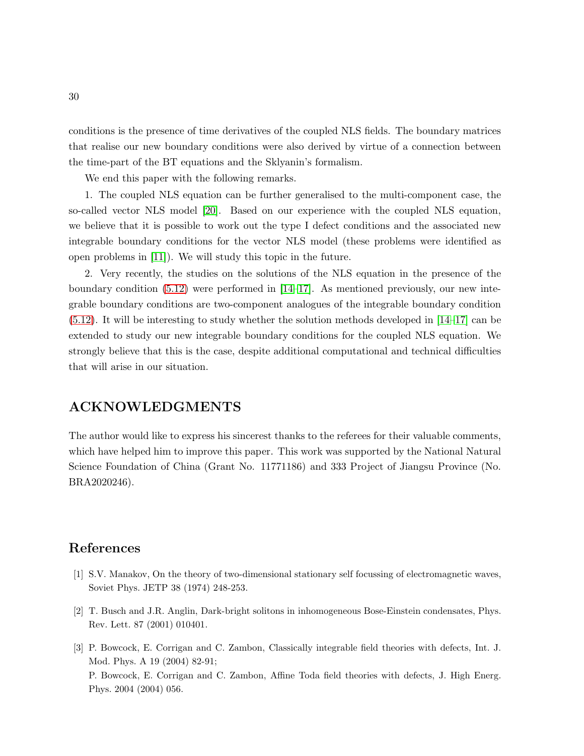conditions is the presence of time derivatives of the coupled NLS fields. The boundary matrices that realise our new boundary conditions were also derived by virtue of a connection between the time-part of the BT equations and the Sklyanin's formalism.

We end this paper with the following remarks.

1. The coupled NLS equation can be further generalised to the multi-component case, the so-called vector NLS model [20]. Based on our experience with the coupled NLS equation, we believe that it is possible to work out the type I defect conditions and the associated new integrable boundary conditions for the vector NLS model (these problems were identified as open problems in [11]). We will study this topic in the future.

2. Very recently, the studies on the solutions of the NLS equation in the presence of the boundary condition (5.12) were performed in [14–17]. As mentioned previously, our new integrable boundary conditions are two-component analogues of the integrable boundary condition (5.12). It will be interesting to study whether the solution methods developed in [14–17] can be extended to study our new integrable boundary conditions for the coupled NLS equation. We strongly believe that this is the case, despite additional computational and technical difficulties that will arise in our situation.

## ACKNOWLEDGMENTS

The author would like to express his sincerest thanks to the referees for their valuable comments, which have helped him to improve this paper. This work was supported by the National Natural Science Foundation of China (Grant No. 11771186) and 333 Project of Jiangsu Province (No. BRA2020246).

## References

[1] S.V. Manakov, On the theory of two-dimensional stationary self focussing of electromagnetic waves, Soviet Phys. JETP 38 (1974) 248-253.

[2] T. Busch and J.R. Anglin, Dark-bright solitons in inhomogeneous Bose-Einstein condensates, Phys. Rev. Lett. 87 (2001) 010401.

[3] P. Bowcock, E. Corrigan and C. Zambon, Classically integrable field theories with defects, Int. J. Mod. Phys. A 19 (2004) 82-91;
P. Bowcock, E. Corrigan and C. Zambon, Affine Toda field theories with defects, J. High Energ. Phys. 2004 (2004) 056.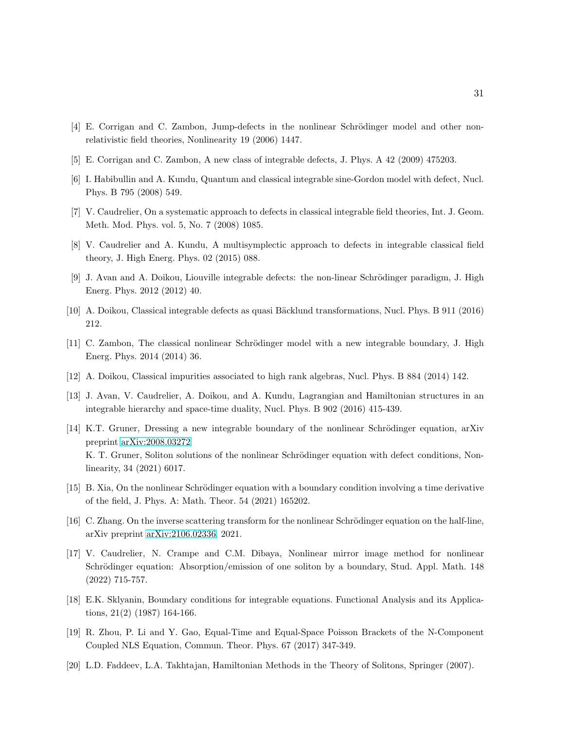[4] E. Corrigan and C. Zambon, Jump-defects in the nonlinear Schrödinger model and other non-relativistic field theories, Nonlinearity 19 (2006) 1447.

[5] E. Corrigan and C. Zambon, A new class of integrable defects, J. Phys. A 42 (2009) 475203.

[6] I. Habibullin and A. Kundu, Quantum and classical integrable sine-Gordon model with defect, Nucl. Phys. B 795 (2008) 549.

[7] V. Caudrelier, On a systematic approach to defects in classical integrable field theories, Int. J. Geom. Meth. Mod. Phys. vol. 5, No. 7 (2008) 1085.

[8] V. Caudrelier and A. Kundu, A multisymplectic approach to defects in integrable classical field theory, J. High Energ. Phys. 02 (2015) 088.

[9] J. Avan and A. Doikou, Liouville integrable defects: the non-linear Schrödinger paradigm, J. High Energ. Phys. 2012 (2012) 40.

[10] A. Doikou, Classical integrable defects as quasi Bäcklund transformations, Nucl. Phys. B 911 (2016) 212.

[11] C. Zambon, The classical nonlinear Schrödinger model with a new integrable boundary, J. High Energ. Phys. 2014 (2014) 36.

[12] A. Doikou, Classical impurities associated to high rank algebras, Nucl. Phys. B 884 (2014) 142.

[13] J. Avan, V. Caudrelier, A. Doikou, and A. Kundu, Lagrangian and Hamiltonian structures in an integrable hierarchy and space-time duality, Nucl. Phys. B 902 (2016) 415-439.

[14] K.T. Gruner, Dressing a new integrable boundary of the nonlinear Schrödinger equation, arXiv preprint arXiv:2008.03272.
K. T. Gruner, Soliton solutions of the nonlinear Schrödinger equation with defect conditions, Nonlinearity, 34 (2021) 6017.

[15] B. Xia, On the nonlinear Schrödinger equation with a boundary condition involving a time derivative of the field, J. Phys. A: Math. Theor. 54 (2021) 165202.

[16] C. Zhang. On the inverse scattering transform for the nonlinear Schrödinger equation on the half-line, arXiv preprint arXiv:2106.02336, 2021.

[17] V. Caudrelier, N. Crampe and C.M. Dibaya, Nonlinear mirror image method for nonlinear Schrödinger equation: Absorption/emission of one soliton by a boundary, Stud. Appl. Math. 148 (2022) 715-757.

[18] E.K. Sklyanin, Boundary conditions for integrable equations. Functional Analysis and its Applications, 21(2) (1987) 164-166.

[19] R. Zhou, P. Li and Y. Gao, Equal-Time and Equal-Space Poisson Brackets of the N-Component Coupled NLS Equation, Commun. Theor. Phys. 67 (2017) 347-349.

[20] L.D. Faddeev, L.A. Takhtajan, Hamiltonian Methods in the Theory of Solitons, Springer (2007).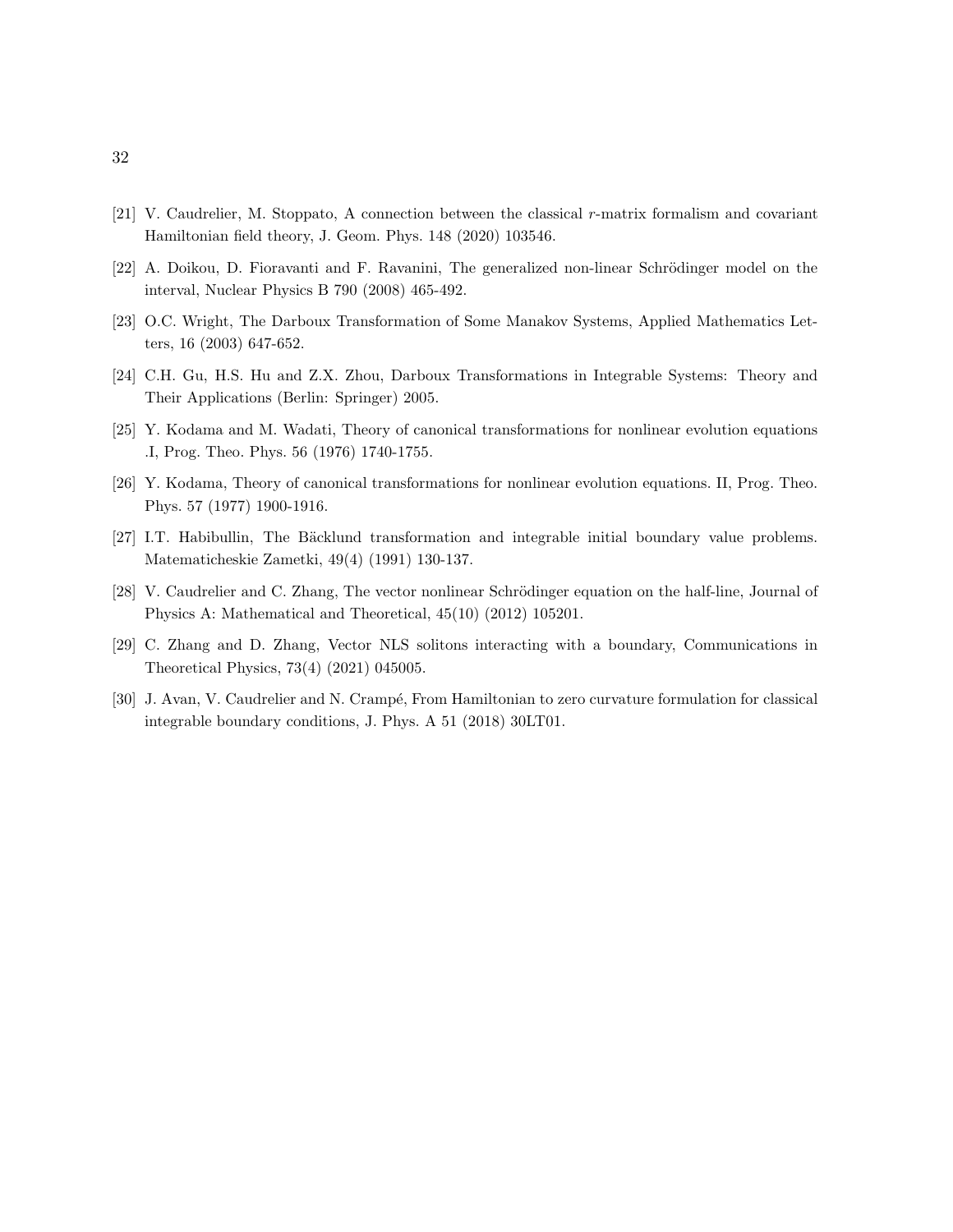[21] V. Caudrelier, M. Stoppato, A connection between the classical $r$-matrix formalism and covariant Hamiltonian field theory, J. Geom. Phys. 148 (2020) 103546.

[22] A. Doikou, D. Fioravanti and F. Ravanini, The generalized non-linear Schrödinger model on the interval, Nuclear Physics B 790 (2008) 465-492.

[23] O.C. Wright, The Darboux Transformation of Some Manakov Systems, Applied Mathematics Letters, 16 (2003) 647-652.

[24] C.H. Gu, H.S. Hu and Z.X. Zhou, Darboux Transformations in Integrable Systems: Theory and Their Applications (Berlin: Springer) 2005.

[25] Y. Kodama and M. Wadati, Theory of canonical transformations for nonlinear evolution equations .I, Prog. Theo. Phys. 56 (1976) 1740-1755.

[26] Y. Kodama, Theory of canonical transformations for nonlinear evolution equations. II, Prog. Theo. Phys. 57 (1977) 1900-1916.

[27] I.T. Habibullin, The Bäcklund transformation and integrable initial boundary value problems. Matematicheskie Zametki, 49(4) (1991) 130-137.

[28] V. Caudrelier and C. Zhang, The vector nonlinear Schrödinger equation on the half-line, Journal of Physics A: Mathematical and Theoretical, 45(10) (2012) 105201.

[29] C. Zhang and D. Zhang, Vector NLS solitons interacting with a boundary, Communications in Theoretical Physics, 73(4) (2021) 045005.

[30] J. Avan, V. Caudrelier and N. Crampé, From Hamiltonian to zero curvature formulation for classical integrable boundary conditions, J. Phys. A 51 (2018) 30LT01.